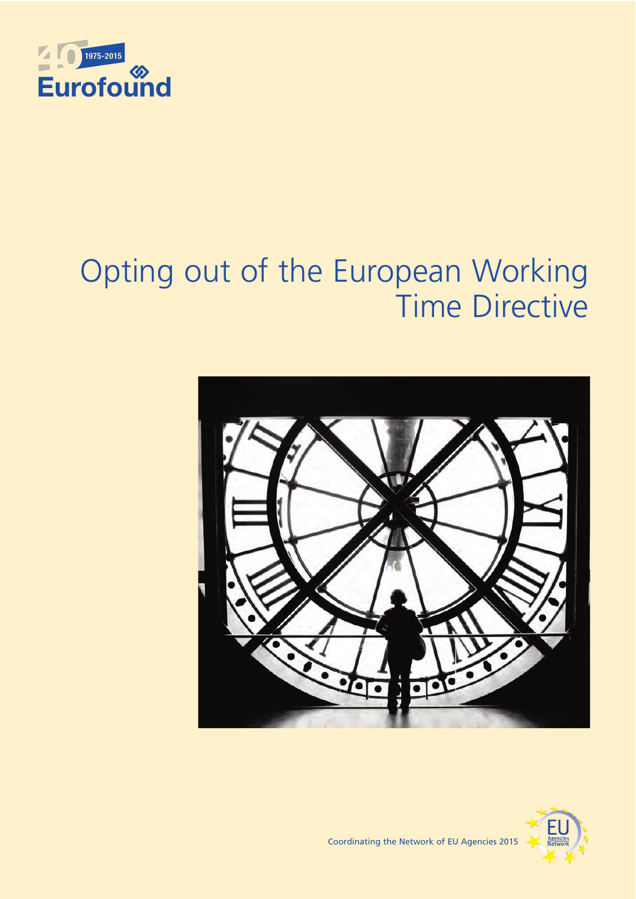40 1975-2015

Eurofound

# Opting out of the European Working Time Directive

Coordinating the Network of EU Agencies 2015

EU Agencies Network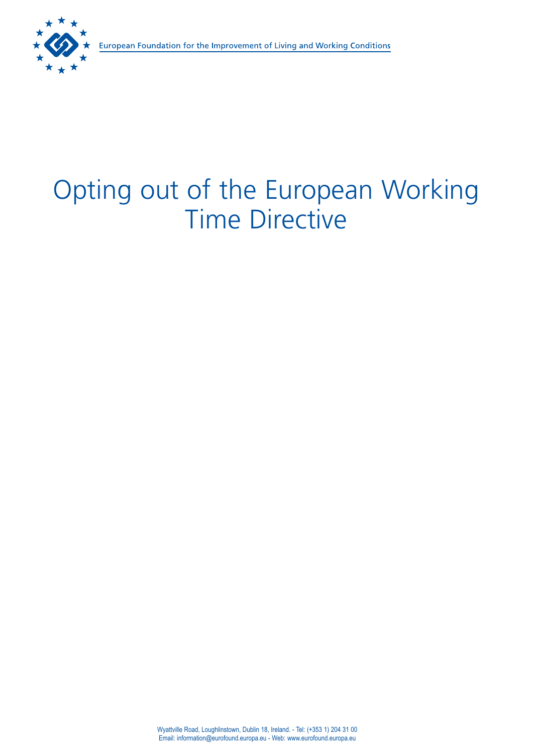European Foundation for the Improvement of Living and Working Conditions

# Opting out of the European Working Time Directive

Wyattville Road, Loughlinstown, Dublin 18, Ireland. - Tel: (+353 1) 204 31 00
Email: information@eurofound.europa.eu - Web: www.eurofound.europa.eu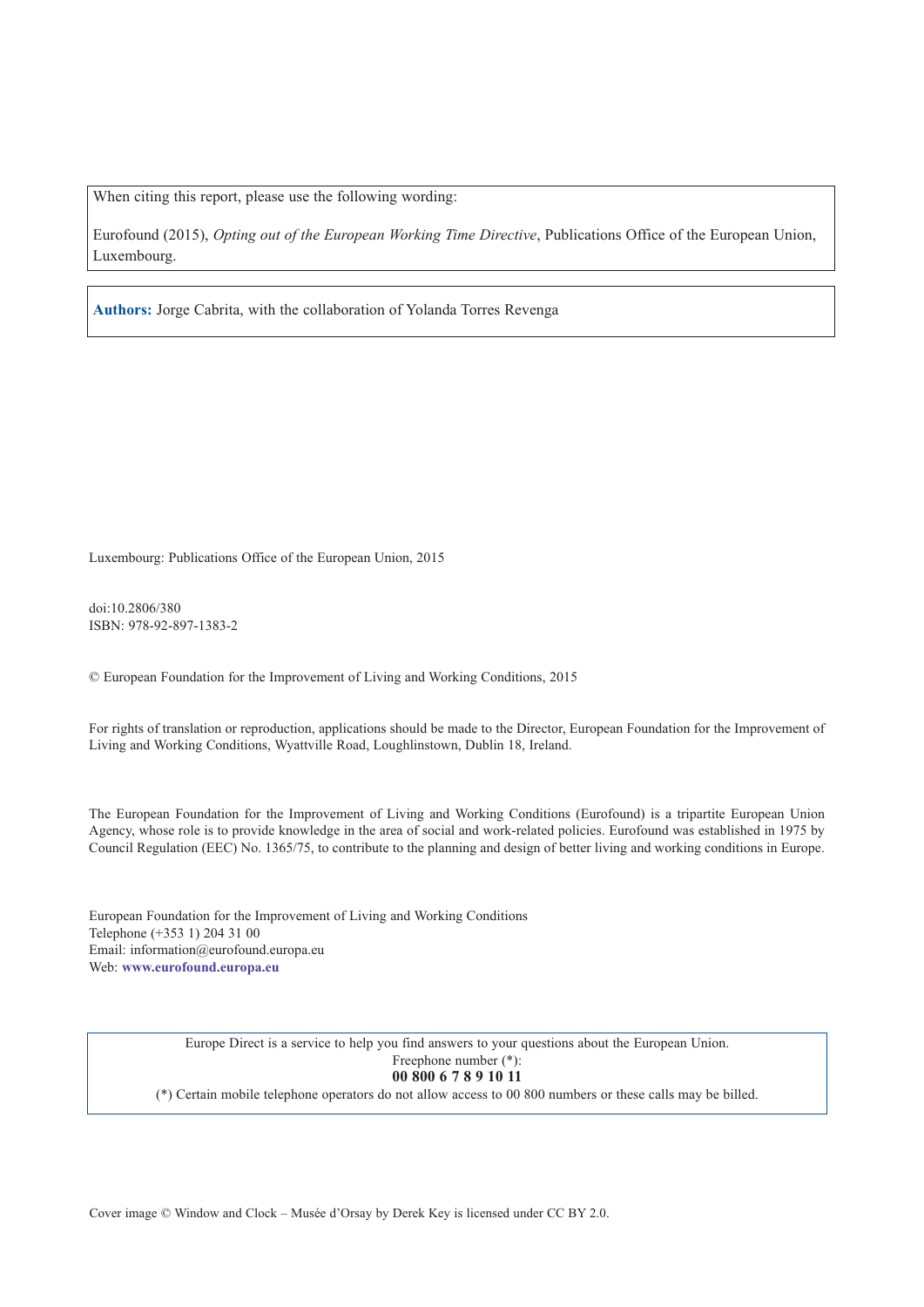When citing this report, please use the following wording:

Eurofound (2015), *Opting out of the European Working Time Directive*, Publications Office of the European Union, Luxembourg.

**Authors:** Jorge Cabrita, with the collaboration of Yolanda Torres Revenga

Luxembourg: Publications Office of the European Union, 2015

doi:10.2806/380
ISBN: 978-92-897-1383-2

© European Foundation for the Improvement of Living and Working Conditions, 2015

For rights of translation or reproduction, applications should be made to the Director, European Foundation for the Improvement of Living and Working Conditions, Wyattville Road, Loughlinstown, Dublin 18, Ireland.

The European Foundation for the Improvement of Living and Working Conditions (Eurofound) is a tripartite European Union Agency, whose role is to provide knowledge in the area of social and work-related policies. Eurofound was established in 1975 by Council Regulation (EEC) No. 1365/75, to contribute to the planning and design of better living and working conditions in Europe.

European Foundation for the Improvement of Living and Working Conditions
Telephone (+353 1) 204 31 00
Email: information@eurofound.europa.eu
Web: **www.eurofound.europa.eu**

Europe Direct is a service to help you find answers to your questions about the European Union.
Freephone number (*):
**00 800 6 7 8 9 10 11**
(*) Certain mobile telephone operators do not allow access to 00 800 numbers or these calls may be billed.

Cover image © Window and Clock – Musée d'Orsay by Derek Key is licensed under CC BY 2.0.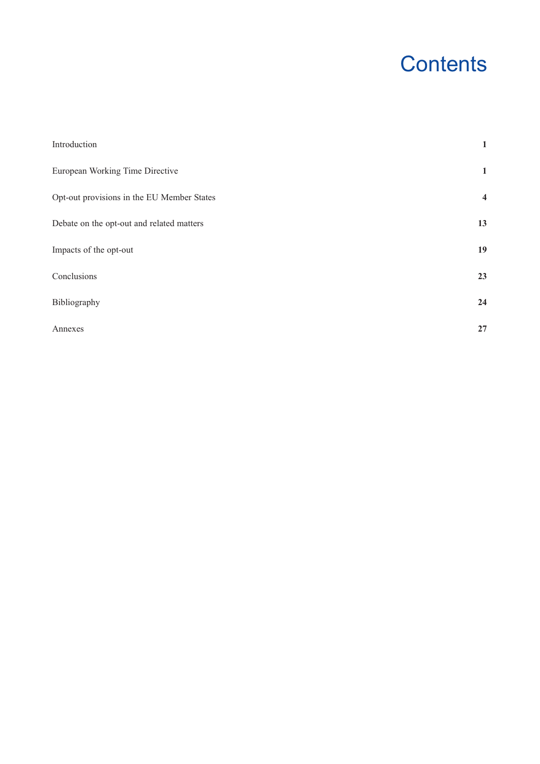# Contents

| | |
|---|---|
| Introduction | **1** |
| European Working Time Directive | **1** |
| Opt-out provisions in the EU Member States | **4** |
| Debate on the opt-out and related matters | **13** |
| Impacts of the opt-out | **19** |
| Conclusions | **23** |
| Bibliography | **24** |
| Annexes | **27** |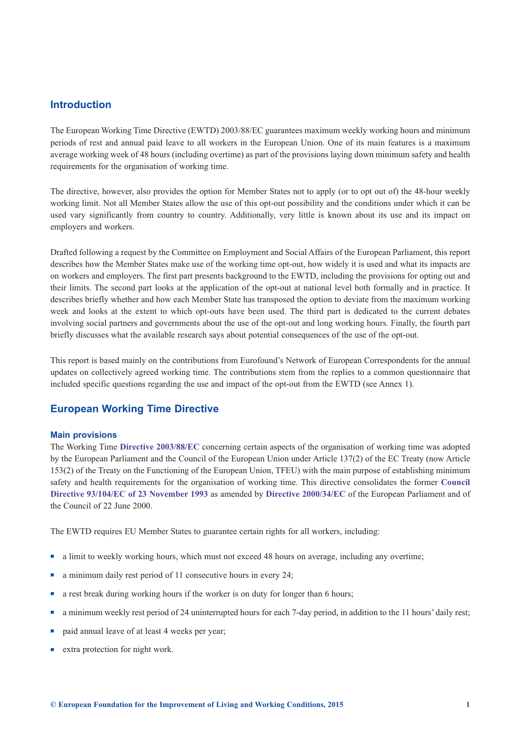## Introduction

The European Working Time Directive (EWTD) 2003/88/EC guarantees maximum weekly working hours and minimum periods of rest and annual paid leave to all workers in the European Union. One of its main features is a maximum average working week of 48 hours (including overtime) as part of the provisions laying down minimum safety and health requirements for the organisation of working time.

The directive, however, also provides the option for Member States not to apply (or to opt out of) the 48-hour weekly working limit. Not all Member States allow the use of this opt-out possibility and the conditions under which it can be used vary significantly from country to country. Additionally, very little is known about its use and its impact on employers and workers.

Drafted following a request by the Committee on Employment and Social Affairs of the European Parliament, this report describes how the Member States make use of the working time opt-out, how widely it is used and what its impacts are on workers and employers. The first part presents background to the EWTD, including the provisions for opting out and their limits. The second part looks at the application of the opt-out at national level both formally and in practice. It describes briefly whether and how each Member State has transposed the option to deviate from the maximum working week and looks at the extent to which opt-outs have been used. The third part is dedicated to the current debates involving social partners and governments about the use of the opt-out and long working hours. Finally, the fourth part briefly discusses what the available research says about potential consequences of the use of the opt-out.

This report is based mainly on the contributions from Eurofound's Network of European Correspondents for the annual updates on collectively agreed working time. The contributions stem from the replies to a common questionnaire that included specific questions regarding the use and impact of the opt-out from the EWTD (see Annex 1).

## European Working Time Directive

### Main provisions

The Working Time **Directive 2003/88/EC** concerning certain aspects of the organisation of working time was adopted by the European Parliament and the Council of the European Union under Article 137(2) of the EC Treaty (now Article 153(2) of the Treaty on the Functioning of the European Union, TFEU) with the main purpose of establishing minimum safety and health requirements for the organisation of working time. This directive consolidates the former **Council Directive 93/104/EC of 23 November 1993** as amended by **Directive 2000/34/EC** of the European Parliament and of the Council of 22 June 2000.

The EWTD requires EU Member States to guarantee certain rights for all workers, including:

- a limit to weekly working hours, which must not exceed 48 hours on average, including any overtime;
- a minimum daily rest period of 11 consecutive hours in every 24;
- a rest break during working hours if the worker is on duty for longer than 6 hours;
- a minimum weekly rest period of 24 uninterrupted hours for each 7-day period, in addition to the 11 hours' daily rest;
- paid annual leave of at least 4 weeks per year;
- extra protection for night work.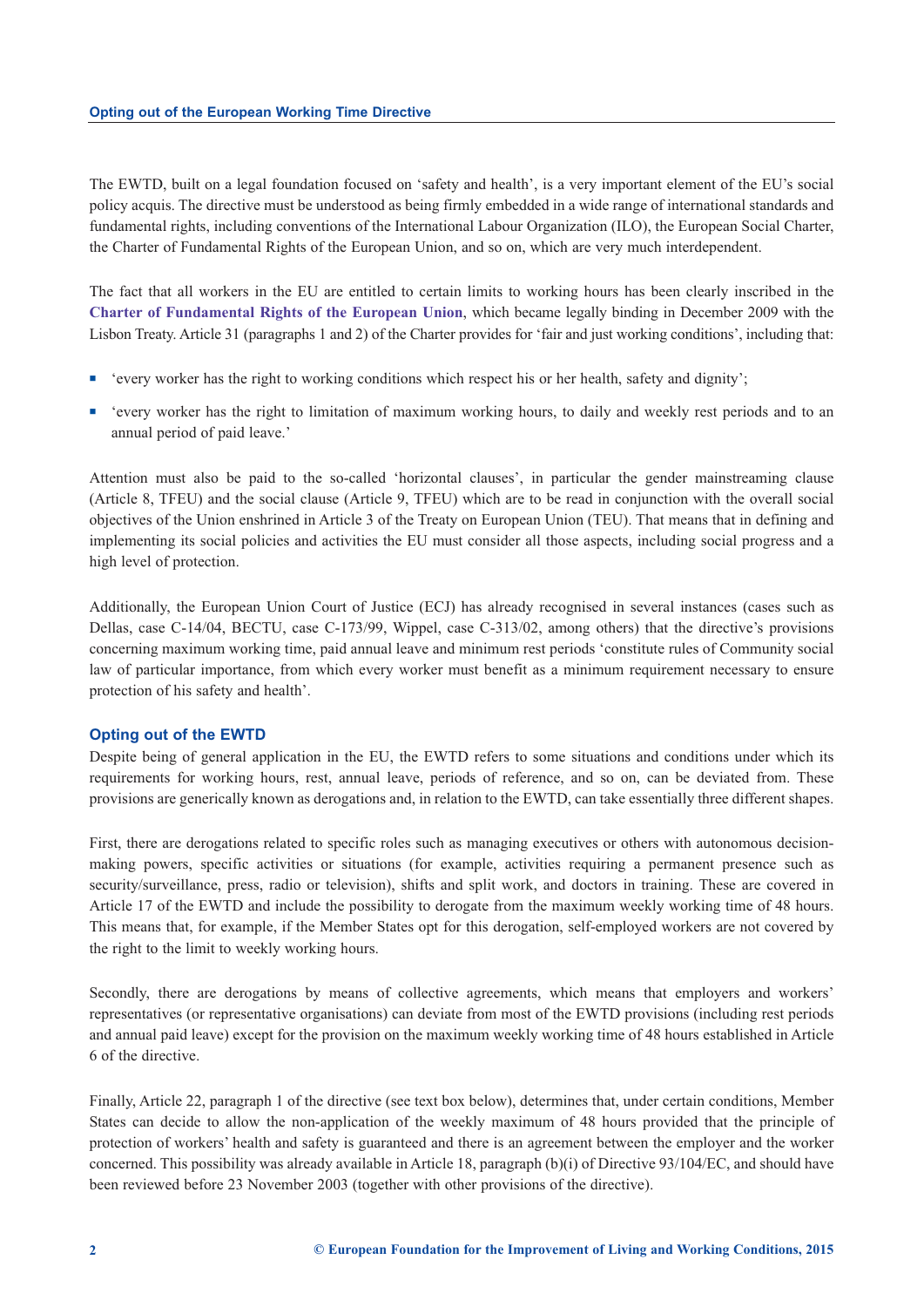The EWTD, built on a legal foundation focused on 'safety and health', is a very important element of the EU's social policy acquis. The directive must be understood as being firmly embedded in a wide range of international standards and fundamental rights, including conventions of the International Labour Organization (ILO), the European Social Charter, the Charter of Fundamental Rights of the European Union, and so on, which are very much interdependent.

The fact that all workers in the EU are entitled to certain limits to working hours has been clearly inscribed in the **Charter of Fundamental Rights of the European Union**, which became legally binding in December 2009 with the Lisbon Treaty. Article 31 (paragraphs 1 and 2) of the Charter provides for 'fair and just working conditions', including that:

- 'every worker has the right to working conditions which respect his or her health, safety and dignity';
- 'every worker has the right to limitation of maximum working hours, to daily and weekly rest periods and to an annual period of paid leave.'

Attention must also be paid to the so-called 'horizontal clauses', in particular the gender mainstreaming clause (Article 8, TFEU) and the social clause (Article 9, TFEU) which are to be read in conjunction with the overall social objectives of the Union enshrined in Article 3 of the Treaty on European Union (TEU). That means that in defining and implementing its social policies and activities the EU must consider all those aspects, including social progress and a high level of protection.

Additionally, the European Union Court of Justice (ECJ) has already recognised in several instances (cases such as Dellas, case C-14/04, BECTU, case C-173/99, Wippel, case C-313/02, among others) that the directive's provisions concerning maximum working time, paid annual leave and minimum rest periods 'constitute rules of Community social law of particular importance, from which every worker must benefit as a minimum requirement necessary to ensure protection of his safety and health'.

## Opting out of the EWTD

Despite being of general application in the EU, the EWTD refers to some situations and conditions under which its requirements for working hours, rest, annual leave, periods of reference, and so on, can be deviated from. These provisions are generically known as derogations and, in relation to the EWTD, can take essentially three different shapes.

First, there are derogations related to specific roles such as managing executives or others with autonomous decision-making powers, specific activities or situations (for example, activities requiring a permanent presence such as security/surveillance, press, radio or television), shifts and split work, and doctors in training. These are covered in Article 17 of the EWTD and include the possibility to derogate from the maximum weekly working time of 48 hours. This means that, for example, if the Member States opt for this derogation, self-employed workers are not covered by the right to the limit to weekly working hours.

Secondly, there are derogations by means of collective agreements, which means that employers and workers' representatives (or representative organisations) can deviate from most of the EWTD provisions (including rest periods and annual paid leave) except for the provision on the maximum weekly working time of 48 hours established in Article 6 of the directive.

Finally, Article 22, paragraph 1 of the directive (see text box below), determines that, under certain conditions, Member States can decide to allow the non-application of the weekly maximum of 48 hours provided that the principle of protection of workers' health and safety is guaranteed and there is an agreement between the employer and the worker concerned. This possibility was already available in Article 18, paragraph (b)(i) of Directive 93/104/EC, and should have been reviewed before 23 November 2003 (together with other provisions of the directive).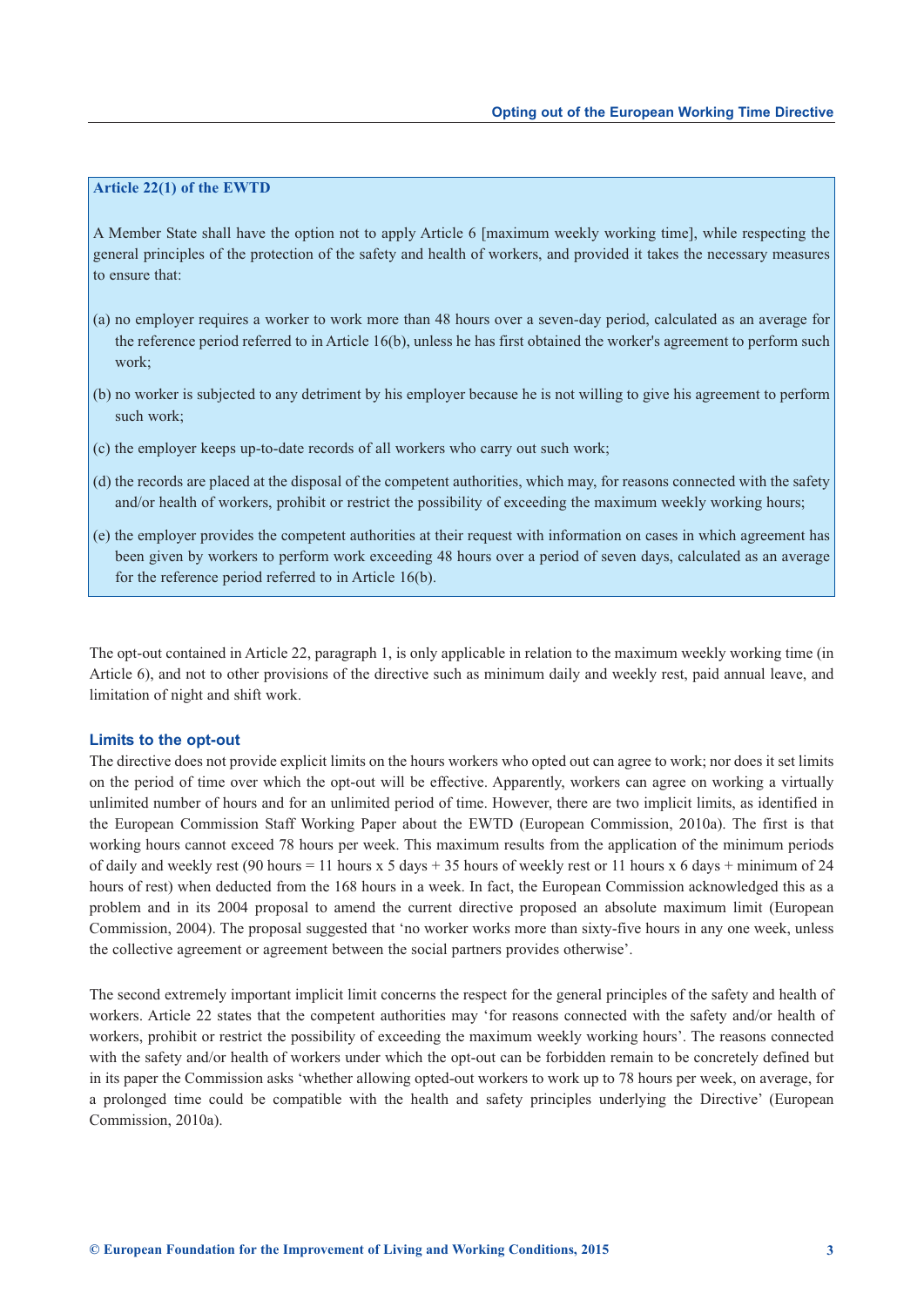**Article 22(1) of the EWTD**

A Member State shall have the option not to apply Article 6 [maximum weekly working time], while respecting the general principles of the protection of the safety and health of workers, and provided it takes the necessary measures to ensure that:

(a) no employer requires a worker to work more than 48 hours over a seven-day period, calculated as an average for the reference period referred to in Article 16(b), unless he has first obtained the worker's agreement to perform such work;

(b) no worker is subjected to any detriment by his employer because he is not willing to give his agreement to perform such work;

(c) the employer keeps up-to-date records of all workers who carry out such work;

(d) the records are placed at the disposal of the competent authorities, which may, for reasons connected with the safety and/or health of workers, prohibit or restrict the possibility of exceeding the maximum weekly working hours;

(e) the employer provides the competent authorities at their request with information on cases in which agreement has been given by workers to perform work exceeding 48 hours over a period of seven days, calculated as an average for the reference period referred to in Article 16(b).

The opt-out contained in Article 22, paragraph 1, is only applicable in relation to the maximum weekly working time (in Article 6), and not to other provisions of the directive such as minimum daily and weekly rest, paid annual leave, and limitation of night and shift work.

### Limits to the opt-out

The directive does not provide explicit limits on the hours workers who opted out can agree to work; nor does it set limits on the period of time over which the opt-out will be effective. Apparently, workers can agree on working a virtually unlimited number of hours and for an unlimited period of time. However, there are two implicit limits, as identified in the European Commission Staff Working Paper about the EWTD (European Commission, 2010a). The first is that working hours cannot exceed 78 hours per week. This maximum results from the application of the minimum periods of daily and weekly rest (90 hours = 11 hours x 5 days + 35 hours of weekly rest or 11 hours x 6 days + minimum of 24 hours of rest) when deducted from the 168 hours in a week. In fact, the European Commission acknowledged this as a problem and in its 2004 proposal to amend the current directive proposed an absolute maximum limit (European Commission, 2004). The proposal suggested that 'no worker works more than sixty-five hours in any one week, unless the collective agreement or agreement between the social partners provides otherwise'.

The second extremely important implicit limit concerns the respect for the general principles of the safety and health of workers. Article 22 states that the competent authorities may 'for reasons connected with the safety and/or health of workers, prohibit or restrict the possibility of exceeding the maximum weekly working hours'. The reasons connected with the safety and/or health of workers under which the opt-out can be forbidden remain to be concretely defined but in its paper the Commission asks 'whether allowing opted-out workers to work up to 78 hours per week, on average, for a prolonged time could be compatible with the health and safety principles underlying the Directive' (European Commission, 2010a).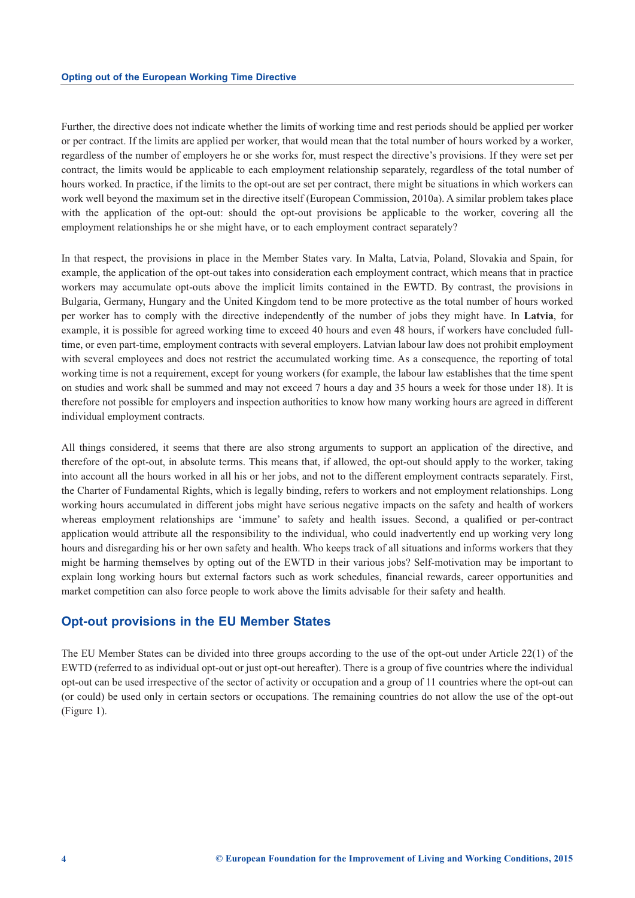Further, the directive does not indicate whether the limits of working time and rest periods should be applied per worker or per contract. If the limits are applied per worker, that would mean that the total number of hours worked by a worker, regardless of the number of employers he or she works for, must respect the directive's provisions. If they were set per contract, the limits would be applicable to each employment relationship separately, regardless of the total number of hours worked. In practice, if the limits to the opt-out are set per contract, there might be situations in which workers can work well beyond the maximum set in the directive itself (European Commission, 2010a). A similar problem takes place with the application of the opt-out: should the opt-out provisions be applicable to the worker, covering all the employment relationships he or she might have, or to each employment contract separately?

In that respect, the provisions in place in the Member States vary. In Malta, Latvia, Poland, Slovakia and Spain, for example, the application of the opt-out takes into consideration each employment contract, which means that in practice workers may accumulate opt-outs above the implicit limits contained in the EWTD. By contrast, the provisions in Bulgaria, Germany, Hungary and the United Kingdom tend to be more protective as the total number of hours worked per worker has to comply with the directive independently of the number of jobs they might have. In **Latvia**, for example, it is possible for agreed working time to exceed 40 hours and even 48 hours, if workers have concluded full-time, or even part-time, employment contracts with several employers. Latvian labour law does not prohibit employment with several employees and does not restrict the accumulated working time. As a consequence, the reporting of total working time is not a requirement, except for young workers (for example, the labour law establishes that the time spent on studies and work shall be summed and may not exceed 7 hours a day and 35 hours a week for those under 18). It is therefore not possible for employers and inspection authorities to know how many working hours are agreed in different individual employment contracts.

All things considered, it seems that there are also strong arguments to support an application of the directive, and therefore of the opt-out, in absolute terms. This means that, if allowed, the opt-out should apply to the worker, taking into account all the hours worked in all his or her jobs, and not to the different employment contracts separately. First, the Charter of Fundamental Rights, which is legally binding, refers to workers and not employment relationships. Long working hours accumulated in different jobs might have serious negative impacts on the safety and health of workers whereas employment relationships are 'immune' to safety and health issues. Second, a qualified or per-contract application would attribute all the responsibility to the individual, who could inadvertently end up working very long hours and disregarding his or her own safety and health. Who keeps track of all situations and informs workers that they might be harming themselves by opting out of the EWTD in their various jobs? Self-motivation may be important to explain long working hours but external factors such as work schedules, financial rewards, career opportunities and market competition can also force people to work above the limits advisable for their safety and health.

## Opt-out provisions in the EU Member States

The EU Member States can be divided into three groups according to the use of the opt-out under Article 22(1) of the EWTD (referred to as individual opt-out or just opt-out hereafter). There is a group of five countries where the individual opt-out can be used irrespective of the sector of activity or occupation and a group of 11 countries where the opt-out can (or could) be used only in certain sectors or occupations. The remaining countries do not allow the use of the opt-out (Figure 1).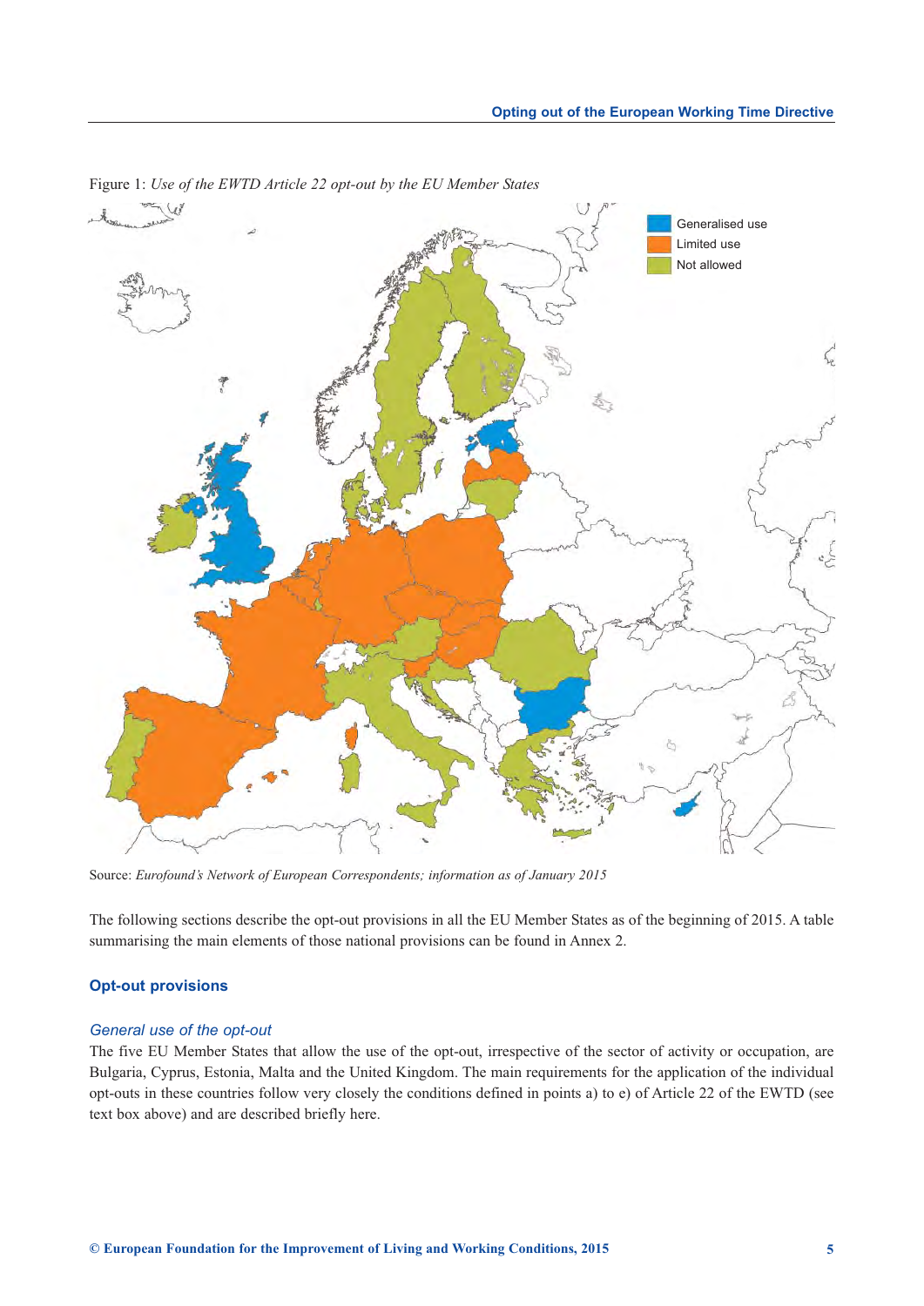Figure 1: *Use of the EWTD Article 22 opt-out by the EU Member States*

Source: *Eurofound's Network of European Correspondents; information as of January 2015*

The following sections describe the opt-out provisions in all the EU Member States as of the beginning of 2015. A table summarising the main elements of those national provisions can be found in Annex 2.

## Opt-out provisions

### *General use of the opt-out*

The five EU Member States that allow the use of the opt-out, irrespective of the sector of activity or occupation, are Bulgaria, Cyprus, Estonia, Malta and the United Kingdom. The main requirements for the application of the individual opt-outs in these countries follow very closely the conditions defined in points a) to e) of Article 22 of the EWTD (see text box above) and are described briefly here.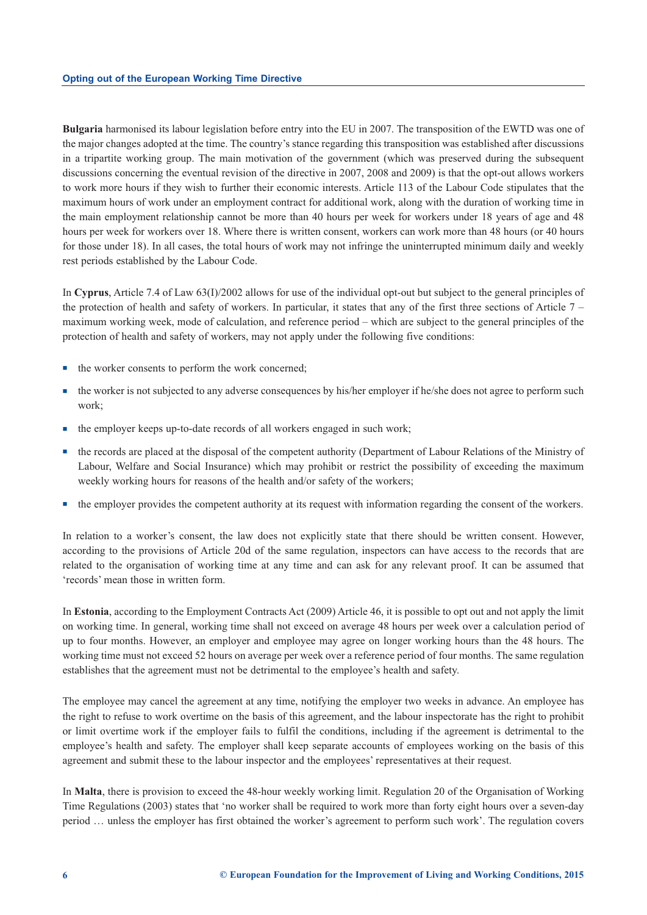**Bulgaria** harmonised its labour legislation before entry into the EU in 2007. The transposition of the EWTD was one of the major changes adopted at the time. The country's stance regarding this transposition was established after discussions in a tripartite working group. The main motivation of the government (which was preserved during the subsequent discussions concerning the eventual revision of the directive in 2007, 2008 and 2009) is that the opt-out allows workers to work more hours if they wish to further their economic interests. Article 113 of the Labour Code stipulates that the maximum hours of work under an employment contract for additional work, along with the duration of working time in the main employment relationship cannot be more than 40 hours per week for workers under 18 years of age and 48 hours per week for workers over 18. Where there is written consent, workers can work more than 48 hours (or 40 hours for those under 18). In all cases, the total hours of work may not infringe the uninterrupted minimum daily and weekly rest periods established by the Labour Code.

In **Cyprus**, Article 7.4 of Law 63(I)/2002 allows for use of the individual opt-out but subject to the general principles of the protection of health and safety of workers. In particular, it states that any of the first three sections of Article 7 – maximum working week, mode of calculation, and reference period – which are subject to the general principles of the protection of health and safety of workers, may not apply under the following five conditions:

- the worker consents to perform the work concerned;
- the worker is not subjected to any adverse consequences by his/her employer if he/she does not agree to perform such work;
- the employer keeps up-to-date records of all workers engaged in such work;
- the records are placed at the disposal of the competent authority (Department of Labour Relations of the Ministry of Labour, Welfare and Social Insurance) which may prohibit or restrict the possibility of exceeding the maximum weekly working hours for reasons of the health and/or safety of the workers;
- the employer provides the competent authority at its request with information regarding the consent of the workers.

In relation to a worker's consent, the law does not explicitly state that there should be written consent. However, according to the provisions of Article 20d of the same regulation, inspectors can have access to the records that are related to the organisation of working time at any time and can ask for any relevant proof. It can be assumed that 'records' mean those in written form.

In **Estonia**, according to the Employment Contracts Act (2009) Article 46, it is possible to opt out and not apply the limit on working time. In general, working time shall not exceed on average 48 hours per week over a calculation period of up to four months. However, an employer and employee may agree on longer working hours than the 48 hours. The working time must not exceed 52 hours on average per week over a reference period of four months. The same regulation establishes that the agreement must not be detrimental to the employee's health and safety.

The employee may cancel the agreement at any time, notifying the employer two weeks in advance. An employee has the right to refuse to work overtime on the basis of this agreement, and the labour inspectorate has the right to prohibit or limit overtime work if the employer fails to fulfil the conditions, including if the agreement is detrimental to the employee's health and safety. The employer shall keep separate accounts of employees working on the basis of this agreement and submit these to the labour inspector and the employees' representatives at their request.

In **Malta**, there is provision to exceed the 48-hour weekly working limit. Regulation 20 of the Organisation of Working Time Regulations (2003) states that 'no worker shall be required to work more than forty eight hours over a seven-day period … unless the employer has first obtained the worker's agreement to perform such work'. The regulation covers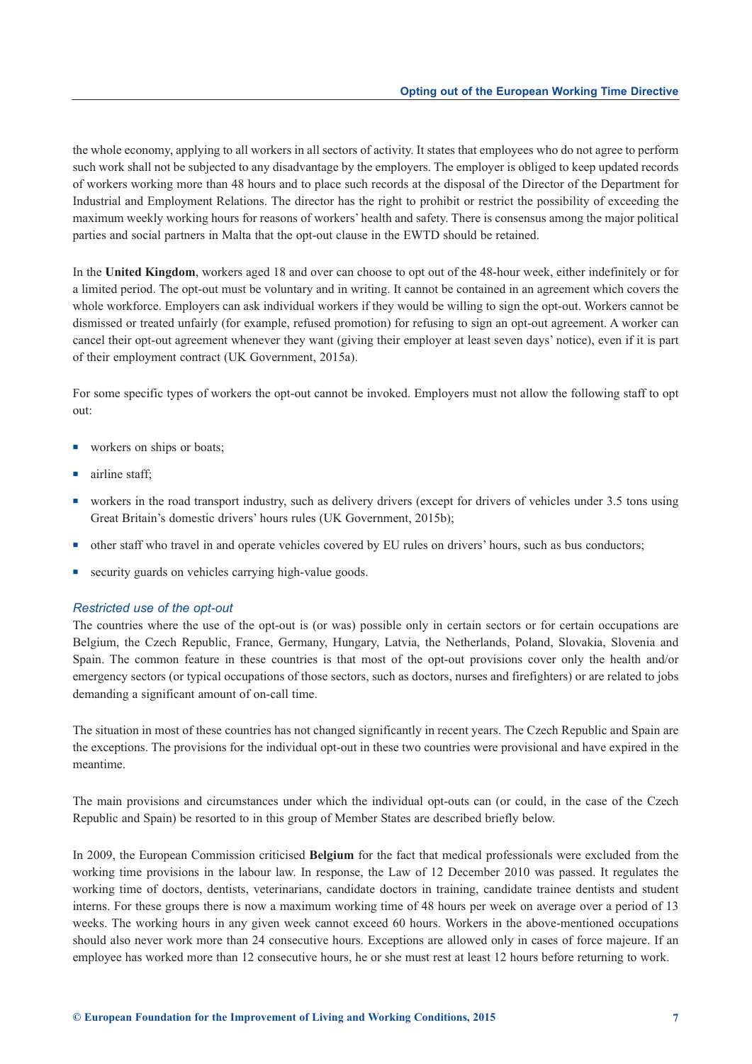the whole economy, applying to all workers in all sectors of activity. It states that employees who do not agree to perform such work shall not be subjected to any disadvantage by the employers. The employer is obliged to keep updated records of workers working more than 48 hours and to place such records at the disposal of the Director of the Department for Industrial and Employment Relations. The director has the right to prohibit or restrict the possibility of exceeding the maximum weekly working hours for reasons of workers' health and safety. There is consensus among the major political parties and social partners in Malta that the opt-out clause in the EWTD should be retained.

In the **United Kingdom**, workers aged 18 and over can choose to opt out of the 48-hour week, either indefinitely or for a limited period. The opt-out must be voluntary and in writing. It cannot be contained in an agreement which covers the whole workforce. Employers can ask individual workers if they would be willing to sign the opt-out. Workers cannot be dismissed or treated unfairly (for example, refused promotion) for refusing to sign an opt-out agreement. A worker can cancel their opt-out agreement whenever they want (giving their employer at least seven days' notice), even if it is part of their employment contract (UK Government, 2015a).

For some specific types of workers the opt-out cannot be invoked. Employers must not allow the following staff to opt out:

- workers on ships or boats;
- airline staff;
- workers in the road transport industry, such as delivery drivers (except for drivers of vehicles under 3.5 tons using Great Britain's domestic drivers' hours rules (UK Government, 2015b);
- other staff who travel in and operate vehicles covered by EU rules on drivers' hours, such as bus conductors;
- security guards on vehicles carrying high-value goods.

### *Restricted use of the opt-out*

The countries where the use of the opt-out is (or was) possible only in certain sectors or for certain occupations are Belgium, the Czech Republic, France, Germany, Hungary, Latvia, the Netherlands, Poland, Slovakia, Slovenia and Spain. The common feature in these countries is that most of the opt-out provisions cover only the health and/or emergency sectors (or typical occupations of those sectors, such as doctors, nurses and firefighters) or are related to jobs demanding a significant amount of on-call time.

The situation in most of these countries has not changed significantly in recent years. The Czech Republic and Spain are the exceptions. The provisions for the individual opt-out in these two countries were provisional and have expired in the meantime.

The main provisions and circumstances under which the individual opt-outs can (or could, in the case of the Czech Republic and Spain) be resorted to in this group of Member States are described briefly below.

In 2009, the European Commission criticised **Belgium** for the fact that medical professionals were excluded from the working time provisions in the labour law. In response, the Law of 12 December 2010 was passed. It regulates the working time of doctors, dentists, veterinarians, candidate doctors in training, candidate trainee dentists and student interns. For these groups there is now a maximum working time of 48 hours per week on average over a period of 13 weeks. The working hours in any given week cannot exceed 60 hours. Workers in the above-mentioned occupations should also never work more than 24 consecutive hours. Exceptions are allowed only in cases of force majeure. If an employee has worked more than 12 consecutive hours, he or she must rest at least 12 hours before returning to work.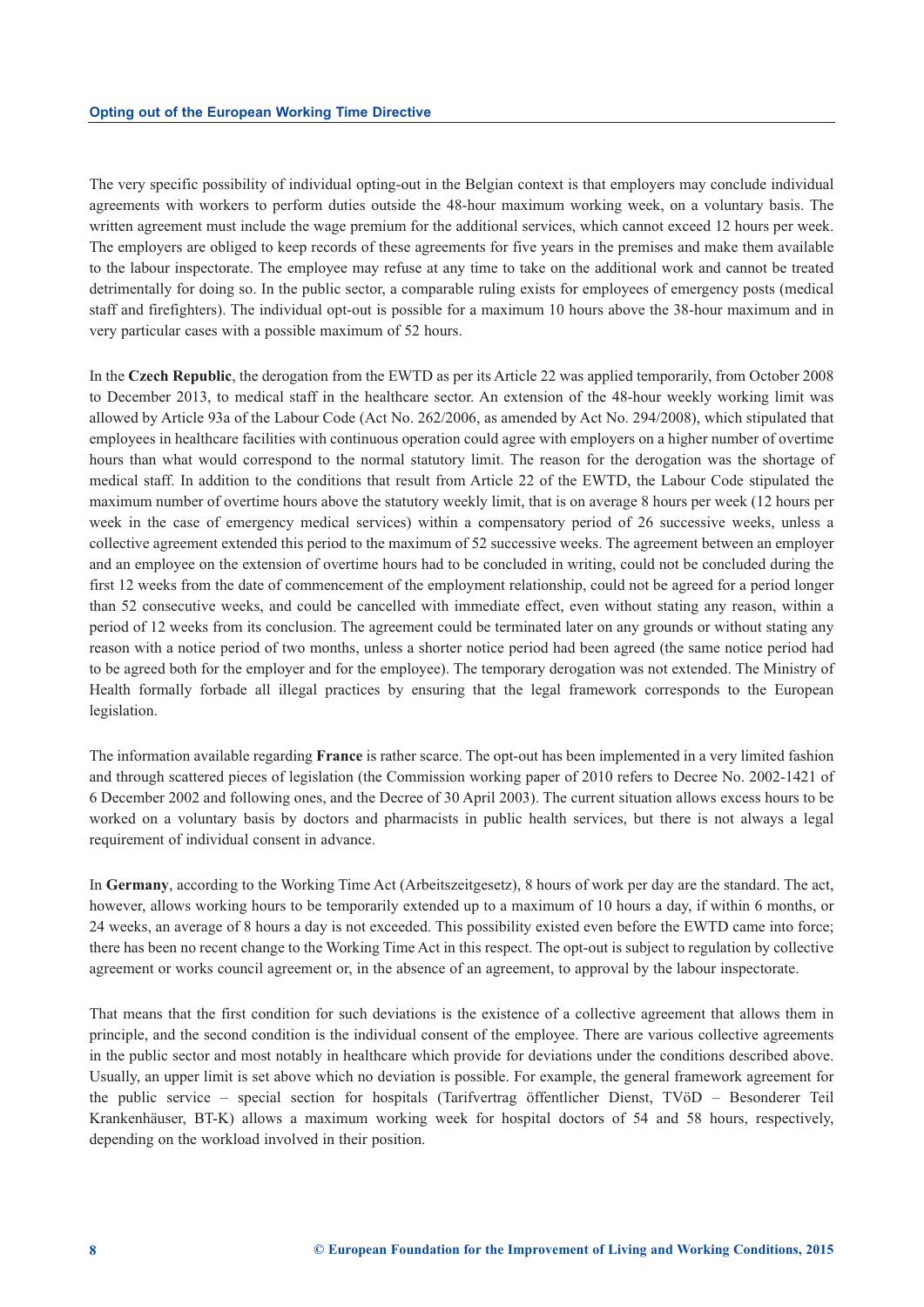The very specific possibility of individual opting-out in the Belgian context is that employers may conclude individual agreements with workers to perform duties outside the 48-hour maximum working week, on a voluntary basis. The written agreement must include the wage premium for the additional services, which cannot exceed 12 hours per week. The employers are obliged to keep records of these agreements for five years in the premises and make them available to the labour inspectorate. The employee may refuse at any time to take on the additional work and cannot be treated detrimentally for doing so. In the public sector, a comparable ruling exists for employees of emergency posts (medical staff and firefighters). The individual opt-out is possible for a maximum 10 hours above the 38-hour maximum and in very particular cases with a possible maximum of 52 hours.

In the **Czech Republic**, the derogation from the EWTD as per its Article 22 was applied temporarily, from October 2008 to December 2013, to medical staff in the healthcare sector. An extension of the 48-hour weekly working limit was allowed by Article 93a of the Labour Code (Act No. 262/2006, as amended by Act No. 294/2008), which stipulated that employees in healthcare facilities with continuous operation could agree with employers on a higher number of overtime hours than what would correspond to the normal statutory limit. The reason for the derogation was the shortage of medical staff. In addition to the conditions that result from Article 22 of the EWTD, the Labour Code stipulated the maximum number of overtime hours above the statutory weekly limit, that is on average 8 hours per week (12 hours per week in the case of emergency medical services) within a compensatory period of 26 successive weeks, unless a collective agreement extended this period to the maximum of 52 successive weeks. The agreement between an employer and an employee on the extension of overtime hours had to be concluded in writing, could not be concluded during the first 12 weeks from the date of commencement of the employment relationship, could not be agreed for a period longer than 52 consecutive weeks, and could be cancelled with immediate effect, even without stating any reason, within a period of 12 weeks from its conclusion. The agreement could be terminated later on any grounds or without stating any reason with a notice period of two months, unless a shorter notice period had been agreed (the same notice period had to be agreed both for the employer and for the employee). The temporary derogation was not extended. The Ministry of Health formally forbade all illegal practices by ensuring that the legal framework corresponds to the European legislation.

The information available regarding **France** is rather scarce. The opt-out has been implemented in a very limited fashion and through scattered pieces of legislation (the Commission working paper of 2010 refers to Decree No. 2002-1421 of 6 December 2002 and following ones, and the Decree of 30 April 2003). The current situation allows excess hours to be worked on a voluntary basis by doctors and pharmacists in public health services, but there is not always a legal requirement of individual consent in advance.

In **Germany**, according to the Working Time Act (Arbeitszeitgesetz), 8 hours of work per day are the standard. The act, however, allows working hours to be temporarily extended up to a maximum of 10 hours a day, if within 6 months, or 24 weeks, an average of 8 hours a day is not exceeded. This possibility existed even before the EWTD came into force; there has been no recent change to the Working Time Act in this respect. The opt-out is subject to regulation by collective agreement or works council agreement or, in the absence of an agreement, to approval by the labour inspectorate.

That means that the first condition for such deviations is the existence of a collective agreement that allows them in principle, and the second condition is the individual consent of the employee. There are various collective agreements in the public sector and most notably in healthcare which provide for deviations under the conditions described above. Usually, an upper limit is set above which no deviation is possible. For example, the general framework agreement for the public service – special section for hospitals (Tarifvertrag öffentlicher Dienst, TVöD – Besonderer Teil Krankenhäuser, BT-K) allows a maximum working week for hospital doctors of 54 and 58 hours, respectively, depending on the workload involved in their position.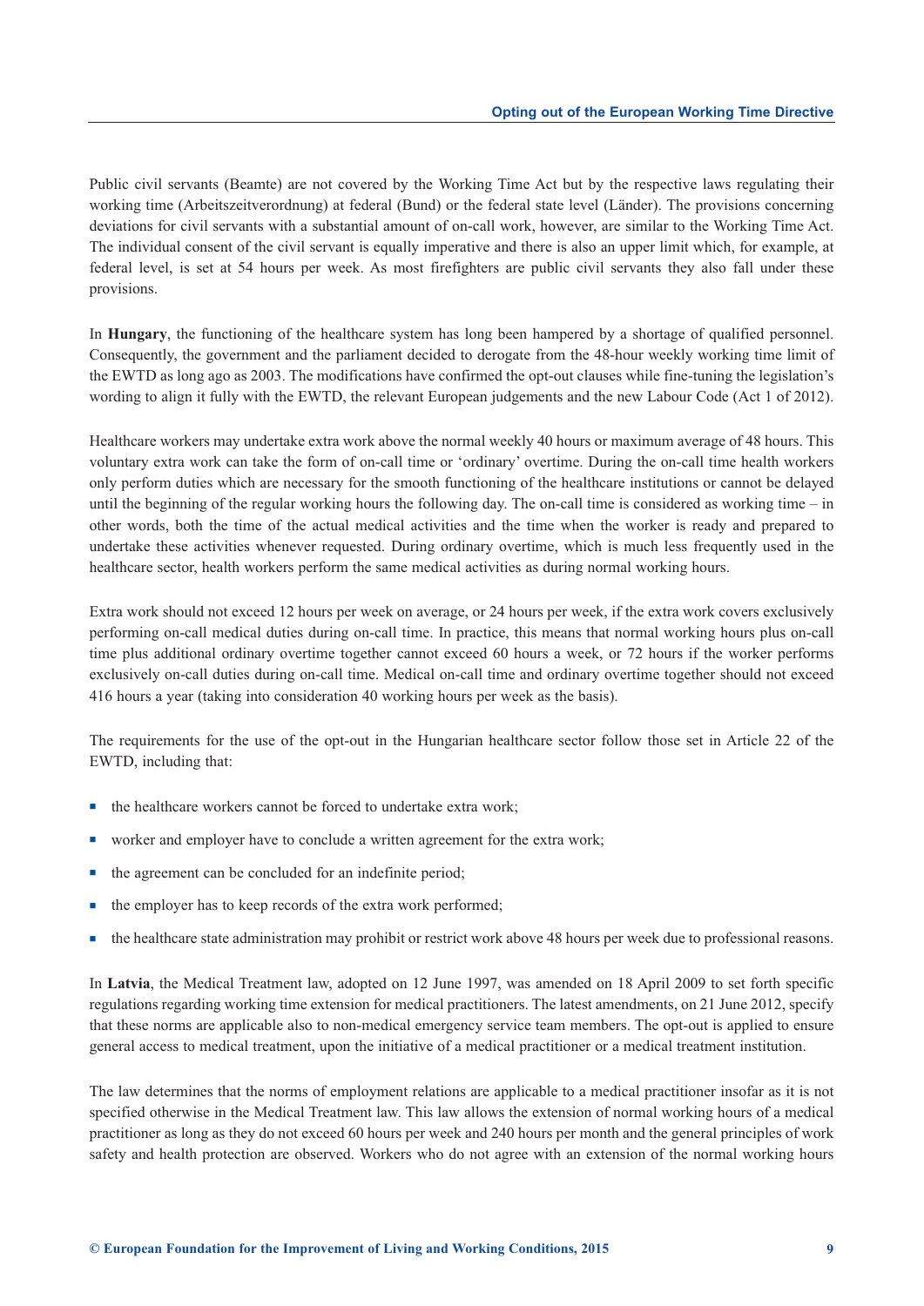Public civil servants (Beamte) are not covered by the Working Time Act but by the respective laws regulating their working time (Arbeitszeitverordnung) at federal (Bund) or the federal state level (Länder). The provisions concerning deviations for civil servants with a substantial amount of on-call work, however, are similar to the Working Time Act. The individual consent of the civil servant is equally imperative and there is also an upper limit which, for example, at federal level, is set at 54 hours per week. As most firefighters are public civil servants they also fall under these provisions.

In **Hungary**, the functioning of the healthcare system has long been hampered by a shortage of qualified personnel. Consequently, the government and the parliament decided to derogate from the 48-hour weekly working time limit of the EWTD as long ago as 2003. The modifications have confirmed the opt-out clauses while fine-tuning the legislation's wording to align it fully with the EWTD, the relevant European judgements and the new Labour Code (Act 1 of 2012).

Healthcare workers may undertake extra work above the normal weekly 40 hours or maximum average of 48 hours. This voluntary extra work can take the form of on-call time or 'ordinary' overtime. During the on-call time health workers only perform duties which are necessary for the smooth functioning of the healthcare institutions or cannot be delayed until the beginning of the regular working hours the following day. The on-call time is considered as working time – in other words, both the time of the actual medical activities and the time when the worker is ready and prepared to undertake these activities whenever requested. During ordinary overtime, which is much less frequently used in the healthcare sector, health workers perform the same medical activities as during normal working hours.

Extra work should not exceed 12 hours per week on average, or 24 hours per week, if the extra work covers exclusively performing on-call medical duties during on-call time. In practice, this means that normal working hours plus on-call time plus additional ordinary overtime together cannot exceed 60 hours a week, or 72 hours if the worker performs exclusively on-call duties during on-call time. Medical on-call time and ordinary overtime together should not exceed 416 hours a year (taking into consideration 40 working hours per week as the basis).

The requirements for the use of the opt-out in the Hungarian healthcare sector follow those set in Article 22 of the EWTD, including that:

- the healthcare workers cannot be forced to undertake extra work;
- worker and employer have to conclude a written agreement for the extra work;
- the agreement can be concluded for an indefinite period;
- the employer has to keep records of the extra work performed;
- the healthcare state administration may prohibit or restrict work above 48 hours per week due to professional reasons.

In **Latvia**, the Medical Treatment law, adopted on 12 June 1997, was amended on 18 April 2009 to set forth specific regulations regarding working time extension for medical practitioners. The latest amendments, on 21 June 2012, specify that these norms are applicable also to non-medical emergency service team members. The opt-out is applied to ensure general access to medical treatment, upon the initiative of a medical practitioner or a medical treatment institution.

The law determines that the norms of employment relations are applicable to a medical practitioner insofar as it is not specified otherwise in the Medical Treatment law. This law allows the extension of normal working hours of a medical practitioner as long as they do not exceed 60 hours per week and 240 hours per month and the general principles of work safety and health protection are observed. Workers who do not agree with an extension of the normal working hours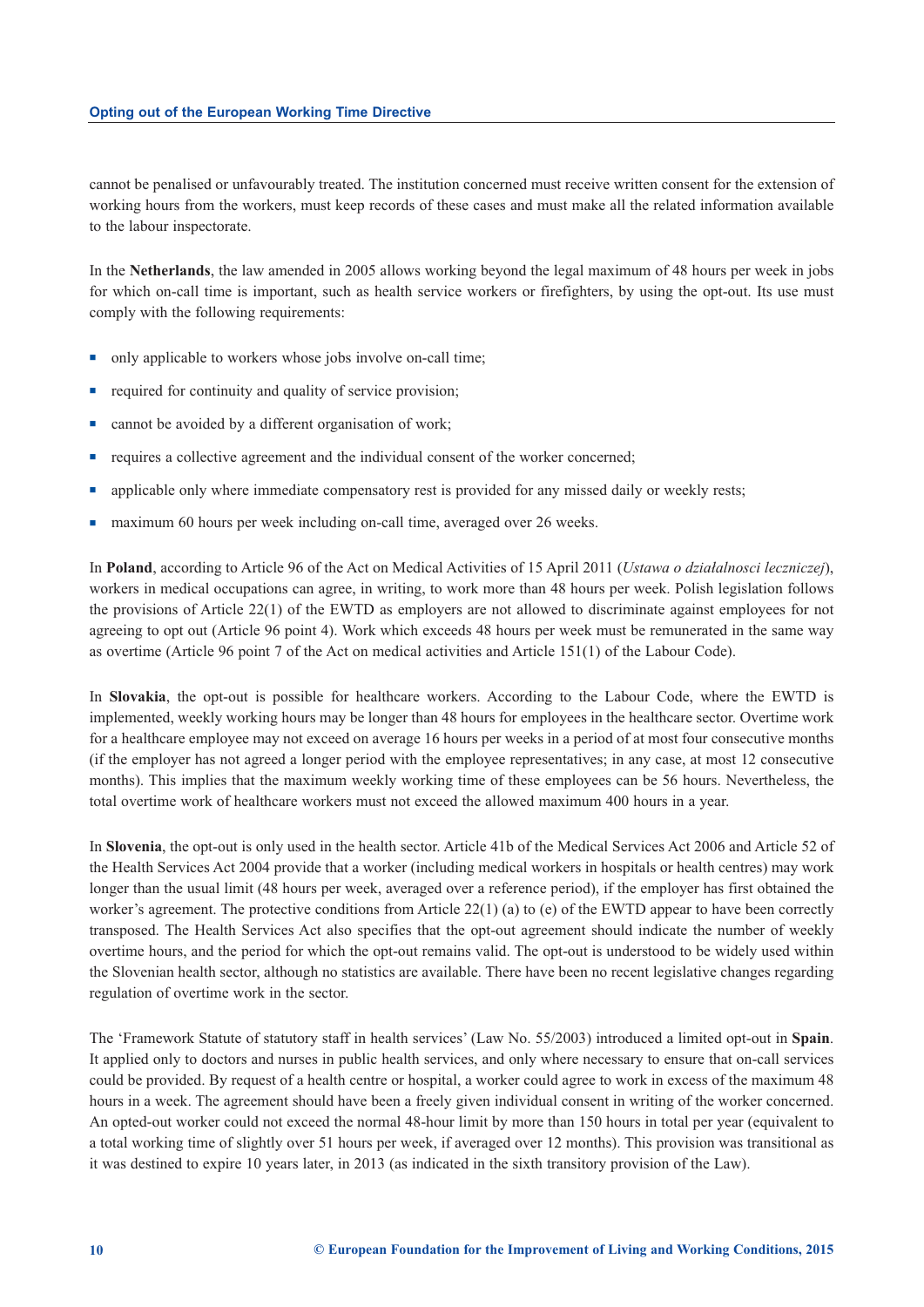cannot be penalised or unfavourably treated. The institution concerned must receive written consent for the extension of working hours from the workers, must keep records of these cases and must make all the related information available to the labour inspectorate.

In the **Netherlands**, the law amended in 2005 allows working beyond the legal maximum of 48 hours per week in jobs for which on-call time is important, such as health service workers or firefighters, by using the opt-out. Its use must comply with the following requirements:

- only applicable to workers whose jobs involve on-call time;
- required for continuity and quality of service provision;
- cannot be avoided by a different organisation of work;
- requires a collective agreement and the individual consent of the worker concerned;
- applicable only where immediate compensatory rest is provided for any missed daily or weekly rests;
- maximum 60 hours per week including on-call time, averaged over 26 weeks.

In **Poland**, according to Article 96 of the Act on Medical Activities of 15 April 2011 (*Ustawa o działalnosci leczniczej*), workers in medical occupations can agree, in writing, to work more than 48 hours per week. Polish legislation follows the provisions of Article 22(1) of the EWTD as employers are not allowed to discriminate against employees for not agreeing to opt out (Article 96 point 4). Work which exceeds 48 hours per week must be remunerated in the same way as overtime (Article 96 point 7 of the Act on medical activities and Article 151(1) of the Labour Code).

In **Slovakia**, the opt-out is possible for healthcare workers. According to the Labour Code, where the EWTD is implemented, weekly working hours may be longer than 48 hours for employees in the healthcare sector. Overtime work for a healthcare employee may not exceed on average 16 hours per weeks in a period of at most four consecutive months (if the employer has not agreed a longer period with the employee representatives; in any case, at most 12 consecutive months). This implies that the maximum weekly working time of these employees can be 56 hours. Nevertheless, the total overtime work of healthcare workers must not exceed the allowed maximum 400 hours in a year.

In **Slovenia**, the opt-out is only used in the health sector. Article 41b of the Medical Services Act 2006 and Article 52 of the Health Services Act 2004 provide that a worker (including medical workers in hospitals or health centres) may work longer than the usual limit (48 hours per week, averaged over a reference period), if the employer has first obtained the worker's agreement. The protective conditions from Article 22(1) (a) to (e) of the EWTD appear to have been correctly transposed. The Health Services Act also specifies that the opt-out agreement should indicate the number of weekly overtime hours, and the period for which the opt-out remains valid. The opt-out is understood to be widely used within the Slovenian health sector, although no statistics are available. There have been no recent legislative changes regarding regulation of overtime work in the sector.

The 'Framework Statute of statutory staff in health services' (Law No. 55/2003) introduced a limited opt-out in **Spain**. It applied only to doctors and nurses in public health services, and only where necessary to ensure that on-call services could be provided. By request of a health centre or hospital, a worker could agree to work in excess of the maximum 48 hours in a week. The agreement should have been a freely given individual consent in writing of the worker concerned. An opted-out worker could not exceed the normal 48-hour limit by more than 150 hours in total per year (equivalent to a total working time of slightly over 51 hours per week, if averaged over 12 months). This provision was transitional as it was destined to expire 10 years later, in 2013 (as indicated in the sixth transitory provision of the Law).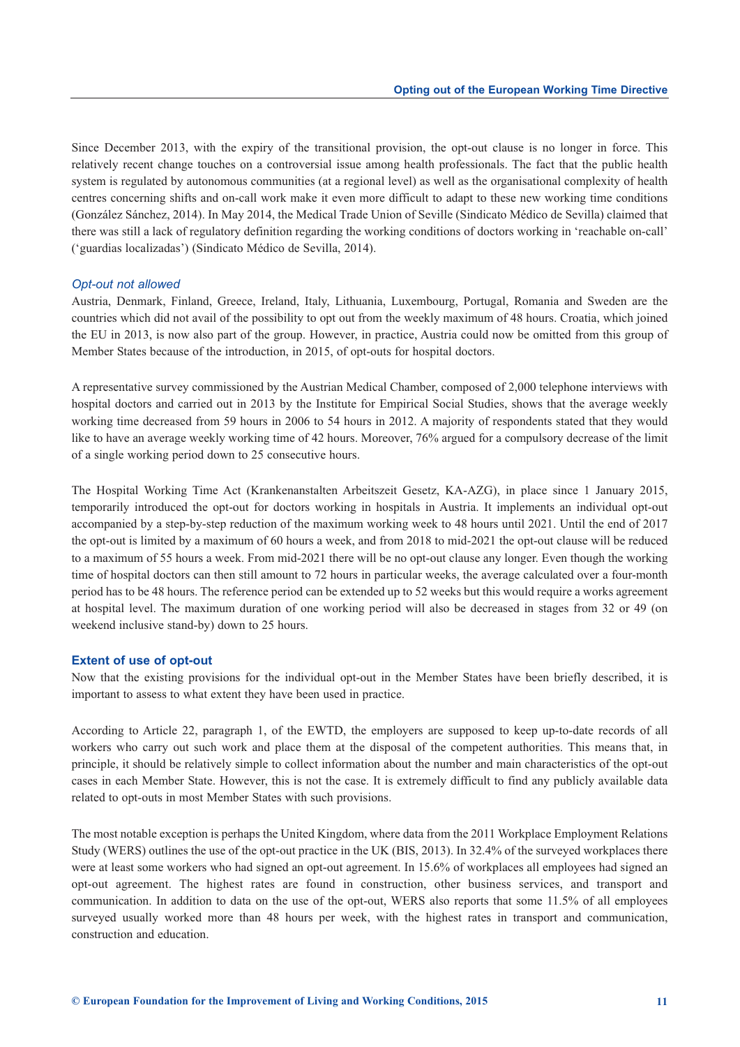Since December 2013, with the expiry of the transitional provision, the opt-out clause is no longer in force. This relatively recent change touches on a controversial issue among health professionals. The fact that the public health system is regulated by autonomous communities (at a regional level) as well as the organisational complexity of health centres concerning shifts and on-call work make it even more difficult to adapt to these new working time conditions (González Sánchez, 2014). In May 2014, the Medical Trade Union of Seville (Sindicato Médico de Sevilla) claimed that there was still a lack of regulatory definition regarding the working conditions of doctors working in 'reachable on-call' ('guardias localizadas') (Sindicato Médico de Sevilla, 2014).

### *Opt-out not allowed*

Austria, Denmark, Finland, Greece, Ireland, Italy, Lithuania, Luxembourg, Portugal, Romania and Sweden are the countries which did not avail of the possibility to opt out from the weekly maximum of 48 hours. Croatia, which joined the EU in 2013, is now also part of the group. However, in practice, Austria could now be omitted from this group of Member States because of the introduction, in 2015, of opt-outs for hospital doctors.

A representative survey commissioned by the Austrian Medical Chamber, composed of 2,000 telephone interviews with hospital doctors and carried out in 2013 by the Institute for Empirical Social Studies, shows that the average weekly working time decreased from 59 hours in 2006 to 54 hours in 2012. A majority of respondents stated that they would like to have an average weekly working time of 42 hours. Moreover, 76% argued for a compulsory decrease of the limit of a single working period down to 25 consecutive hours.

The Hospital Working Time Act (Krankenanstalten Arbeitszeit Gesetz, KA-AZG), in place since 1 January 2015, temporarily introduced the opt-out for doctors working in hospitals in Austria. It implements an individual opt-out accompanied by a step-by-step reduction of the maximum working week to 48 hours until 2021. Until the end of 2017 the opt-out is limited by a maximum of 60 hours a week, and from 2018 to mid-2021 the opt-out clause will be reduced to a maximum of 55 hours a week. From mid-2021 there will be no opt-out clause any longer. Even though the working time of hospital doctors can then still amount to 72 hours in particular weeks, the average calculated over a four-month period has to be 48 hours. The reference period can be extended up to 52 weeks but this would require a works agreement at hospital level. The maximum duration of one working period will also be decreased in stages from 32 or 49 (on weekend inclusive stand-by) down to 25 hours.

## Extent of use of opt-out

Now that the existing provisions for the individual opt-out in the Member States have been briefly described, it is important to assess to what extent they have been used in practice.

According to Article 22, paragraph 1, of the EWTD, the employers are supposed to keep up-to-date records of all workers who carry out such work and place them at the disposal of the competent authorities. This means that, in principle, it should be relatively simple to collect information about the number and main characteristics of the opt-out cases in each Member State. However, this is not the case. It is extremely difficult to find any publicly available data related to opt-outs in most Member States with such provisions.

The most notable exception is perhaps the United Kingdom, where data from the 2011 Workplace Employment Relations Study (WERS) outlines the use of the opt-out practice in the UK (BIS, 2013). In 32.4% of the surveyed workplaces there were at least some workers who had signed an opt-out agreement. In 15.6% of workplaces all employees had signed an opt-out agreement. The highest rates are found in construction, other business services, and transport and communication. In addition to data on the use of the opt-out, WERS also reports that some 11.5% of all employees surveyed usually worked more than 48 hours per week, with the highest rates in transport and communication, construction and education.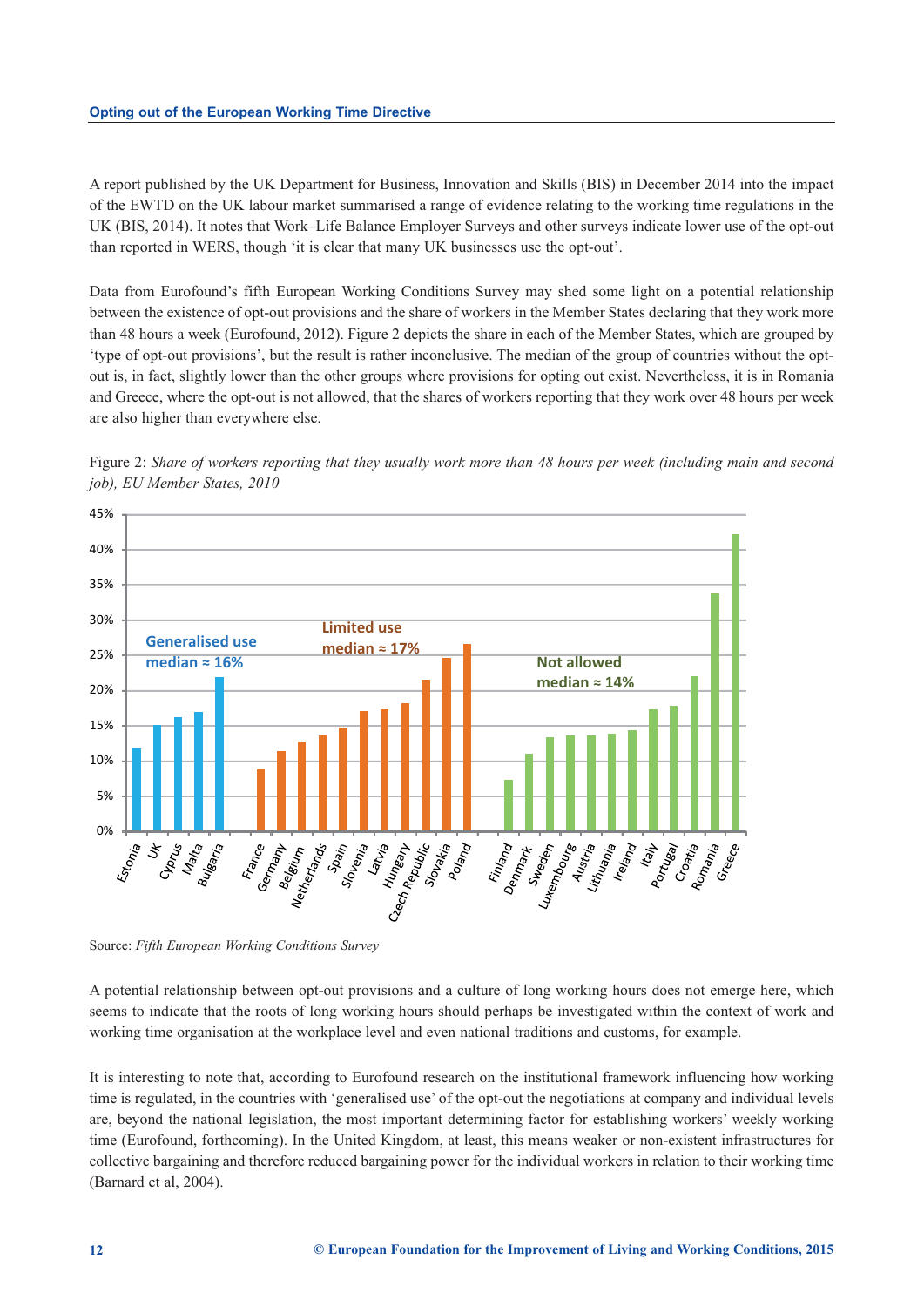A report published by the UK Department for Business, Innovation and Skills (BIS) in December 2014 into the impact of the EWTD on the UK labour market summarised a range of evidence relating to the working time regulations in the UK (BIS, 2014). It notes that Work–Life Balance Employer Surveys and other surveys indicate lower use of the opt-out than reported in WERS, though 'it is clear that many UK businesses use the opt-out'.

Data from Eurofound's fifth European Working Conditions Survey may shed some light on a potential relationship between the existence of opt-out provisions and the share of workers in the Member States declaring that they work more than 48 hours a week (Eurofound, 2012). Figure 2 depicts the share in each of the Member States, which are grouped by 'type of opt-out provisions', but the result is rather inconclusive. The median of the group of countries without the opt-out is, in fact, slightly lower than the other groups where provisions for opting out exist. Nevertheless, it is in Romania and Greece, where the opt-out is not allowed, that the shares of workers reporting that they work over 48 hours per week are also higher than everywhere else.

Figure 2: *Share of workers reporting that they usually work more than 48 hours per week (including main and second job), EU Member States, 2010*

Generalised use, median ≈ 16%: Estonia, UK, Cyprus, Malta, Bulgaria

Limited use, median ≈ 17%: France, Germany, Belgium, Netherlands, Spain, Slovenia, Latvia, Hungary, Czech Republic, Slovakia, Poland

Not allowed, median ≈ 14%: Finland, Denmark, Sweden, Luxembourg, Austria, Lithuania, Ireland, Italy, Portugal, Croatia, Romania, Greece

Source: *Fifth European Working Conditions Survey*

A potential relationship between opt-out provisions and a culture of long working hours does not emerge here, which seems to indicate that the roots of long working hours should perhaps be investigated within the context of work and working time organisation at the workplace level and even national traditions and customs, for example.

It is interesting to note that, according to Eurofound research on the institutional framework influencing how working time is regulated, in the countries with 'generalised use' of the opt-out the negotiations at company and individual levels are, beyond the national legislation, the most important determining factor for establishing workers' weekly working time (Eurofound, forthcoming). In the United Kingdom, at least, this means weaker or non-existent infrastructures for collective bargaining and therefore reduced bargaining power for the individual workers in relation to their working time (Barnard et al, 2004).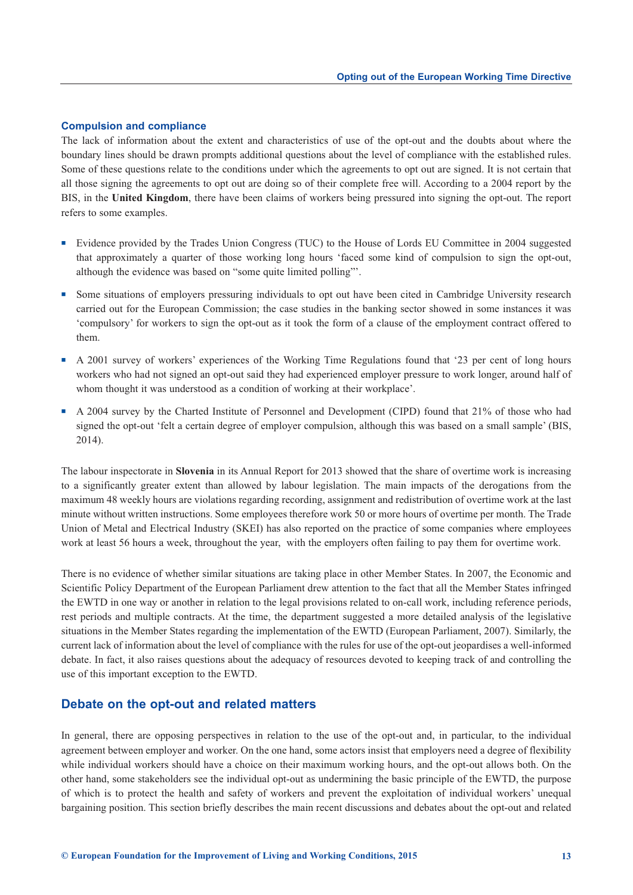### Compulsion and compliance

The lack of information about the extent and characteristics of use of the opt-out and the doubts about where the boundary lines should be drawn prompts additional questions about the level of compliance with the established rules. Some of these questions relate to the conditions under which the agreements to opt out are signed. It is not certain that all those signing the agreements to opt out are doing so of their complete free will. According to a 2004 report by the BIS, in the **United Kingdom**, there have been claims of workers being pressured into signing the opt-out. The report refers to some examples.

- Evidence provided by the Trades Union Congress (TUC) to the House of Lords EU Committee in 2004 suggested that approximately a quarter of those working long hours 'faced some kind of compulsion to sign the opt-out, although the evidence was based on "some quite limited polling"'.
- Some situations of employers pressuring individuals to opt out have been cited in Cambridge University research carried out for the European Commission; the case studies in the banking sector showed in some instances it was 'compulsory' for workers to sign the opt-out as it took the form of a clause of the employment contract offered to them.
- A 2001 survey of workers' experiences of the Working Time Regulations found that '23 per cent of long hours workers who had not signed an opt-out said they had experienced employer pressure to work longer, around half of whom thought it was understood as a condition of working at their workplace'.
- A 2004 survey by the Charted Institute of Personnel and Development (CIPD) found that 21% of those who had signed the opt-out 'felt a certain degree of employer compulsion, although this was based on a small sample' (BIS, 2014).

The labour inspectorate in **Slovenia** in its Annual Report for 2013 showed that the share of overtime work is increasing to a significantly greater extent than allowed by labour legislation. The main impacts of the derogations from the maximum 48 weekly hours are violations regarding recording, assignment and redistribution of overtime work at the last minute without written instructions. Some employees therefore work 50 or more hours of overtime per month. The Trade Union of Metal and Electrical Industry (SKEI) has also reported on the practice of some companies where employees work at least 56 hours a week, throughout the year, with the employers often failing to pay them for overtime work.

There is no evidence of whether similar situations are taking place in other Member States. In 2007, the Economic and Scientific Policy Department of the European Parliament drew attention to the fact that all the Member States infringed the EWTD in one way or another in relation to the legal provisions related to on-call work, including reference periods, rest periods and multiple contracts. At the time, the department suggested a more detailed analysis of the legislative situations in the Member States regarding the implementation of the EWTD (European Parliament, 2007). Similarly, the current lack of information about the level of compliance with the rules for use of the opt-out jeopardises a well-informed debate. In fact, it also raises questions about the adequacy of resources devoted to keeping track of and controlling the use of this important exception to the EWTD.

## Debate on the opt-out and related matters

In general, there are opposing perspectives in relation to the use of the opt-out and, in particular, to the individual agreement between employer and worker. On the one hand, some actors insist that employers need a degree of flexibility while individual workers should have a choice on their maximum working hours, and the opt-out allows both. On the other hand, some stakeholders see the individual opt-out as undermining the basic principle of the EWTD, the purpose of which is to protect the health and safety of workers and prevent the exploitation of individual workers' unequal bargaining position. This section briefly describes the main recent discussions and debates about the opt-out and related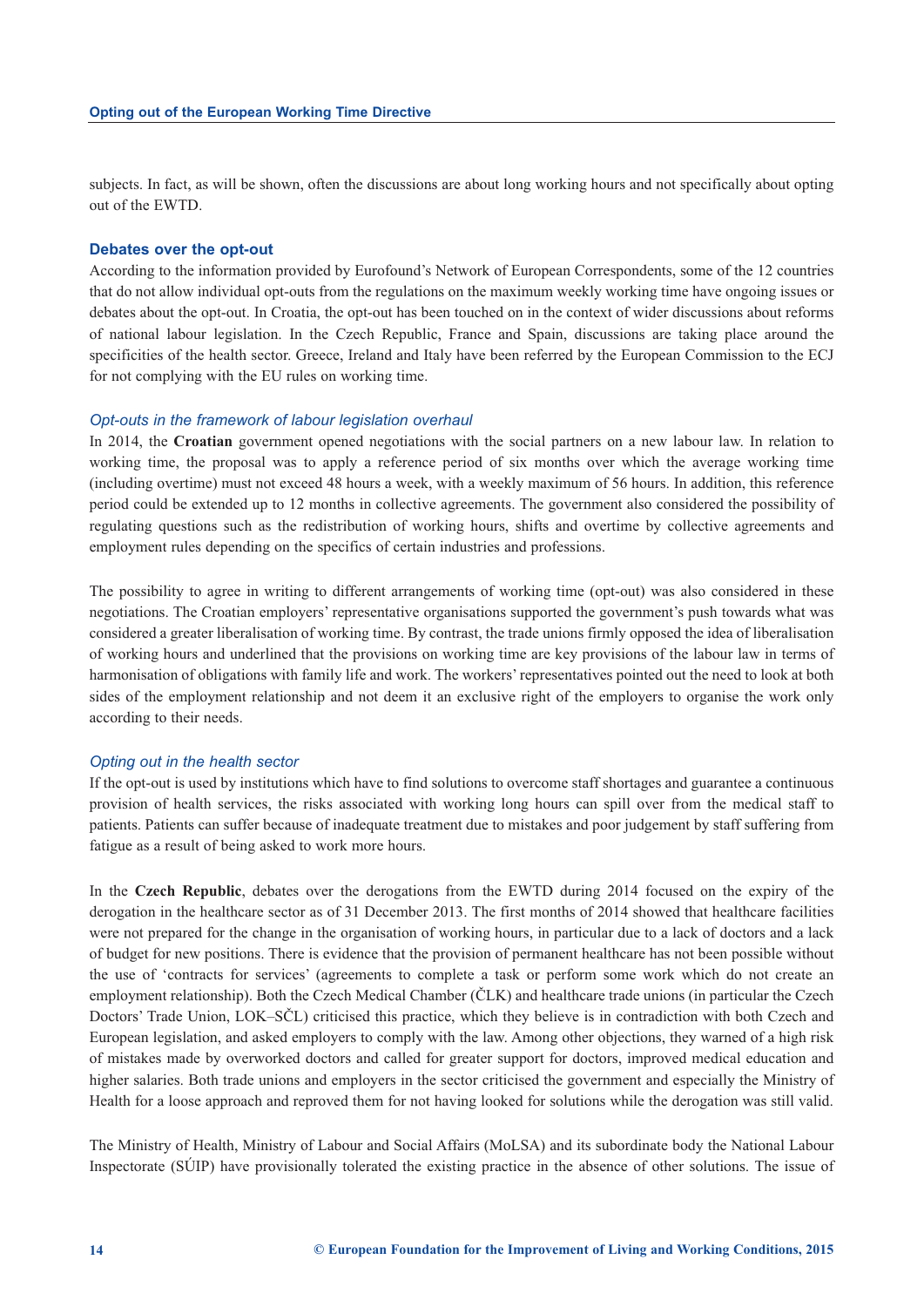subjects. In fact, as will be shown, often the discussions are about long working hours and not specifically about opting out of the EWTD.

### Debates over the opt-out

According to the information provided by Eurofound's Network of European Correspondents, some of the 12 countries that do not allow individual opt-outs from the regulations on the maximum weekly working time have ongoing issues or debates about the opt-out. In Croatia, the opt-out has been touched on in the context of wider discussions about reforms of national labour legislation. In the Czech Republic, France and Spain, discussions are taking place around the specificities of the health sector. Greece, Ireland and Italy have been referred by the European Commission to the ECJ for not complying with the EU rules on working time.

#### *Opt-outs in the framework of labour legislation overhaul*

In 2014, the **Croatian** government opened negotiations with the social partners on a new labour law. In relation to working time, the proposal was to apply a reference period of six months over which the average working time (including overtime) must not exceed 48 hours a week, with a weekly maximum of 56 hours. In addition, this reference period could be extended up to 12 months in collective agreements. The government also considered the possibility of regulating questions such as the redistribution of working hours, shifts and overtime by collective agreements and employment rules depending on the specifics of certain industries and professions.

The possibility to agree in writing to different arrangements of working time (opt-out) was also considered in these negotiations. The Croatian employers' representative organisations supported the government's push towards what was considered a greater liberalisation of working time. By contrast, the trade unions firmly opposed the idea of liberalisation of working hours and underlined that the provisions on working time are key provisions of the labour law in terms of harmonisation of obligations with family life and work. The workers' representatives pointed out the need to look at both sides of the employment relationship and not deem it an exclusive right of the employers to organise the work only according to their needs.

#### *Opting out in the health sector*

If the opt-out is used by institutions which have to find solutions to overcome staff shortages and guarantee a continuous provision of health services, the risks associated with working long hours can spill over from the medical staff to patients. Patients can suffer because of inadequate treatment due to mistakes and poor judgement by staff suffering from fatigue as a result of being asked to work more hours.

In the **Czech Republic**, debates over the derogations from the EWTD during 2014 focused on the expiry of the derogation in the healthcare sector as of 31 December 2013. The first months of 2014 showed that healthcare facilities were not prepared for the change in the organisation of working hours, in particular due to a lack of doctors and a lack of budget for new positions. There is evidence that the provision of permanent healthcare has not been possible without the use of 'contracts for services' (agreements to complete a task or perform some work which do not create an employment relationship). Both the Czech Medical Chamber (ČLK) and healthcare trade unions (in particular the Czech Doctors' Trade Union, LOK–SČL) criticised this practice, which they believe is in contradiction with both Czech and European legislation, and asked employers to comply with the law. Among other objections, they warned of a high risk of mistakes made by overworked doctors and called for greater support for doctors, improved medical education and higher salaries. Both trade unions and employers in the sector criticised the government and especially the Ministry of Health for a loose approach and reproved them for not having looked for solutions while the derogation was still valid.

The Ministry of Health, Ministry of Labour and Social Affairs (MoLSA) and its subordinate body the National Labour Inspectorate (SÚIP) have provisionally tolerated the existing practice in the absence of other solutions. The issue of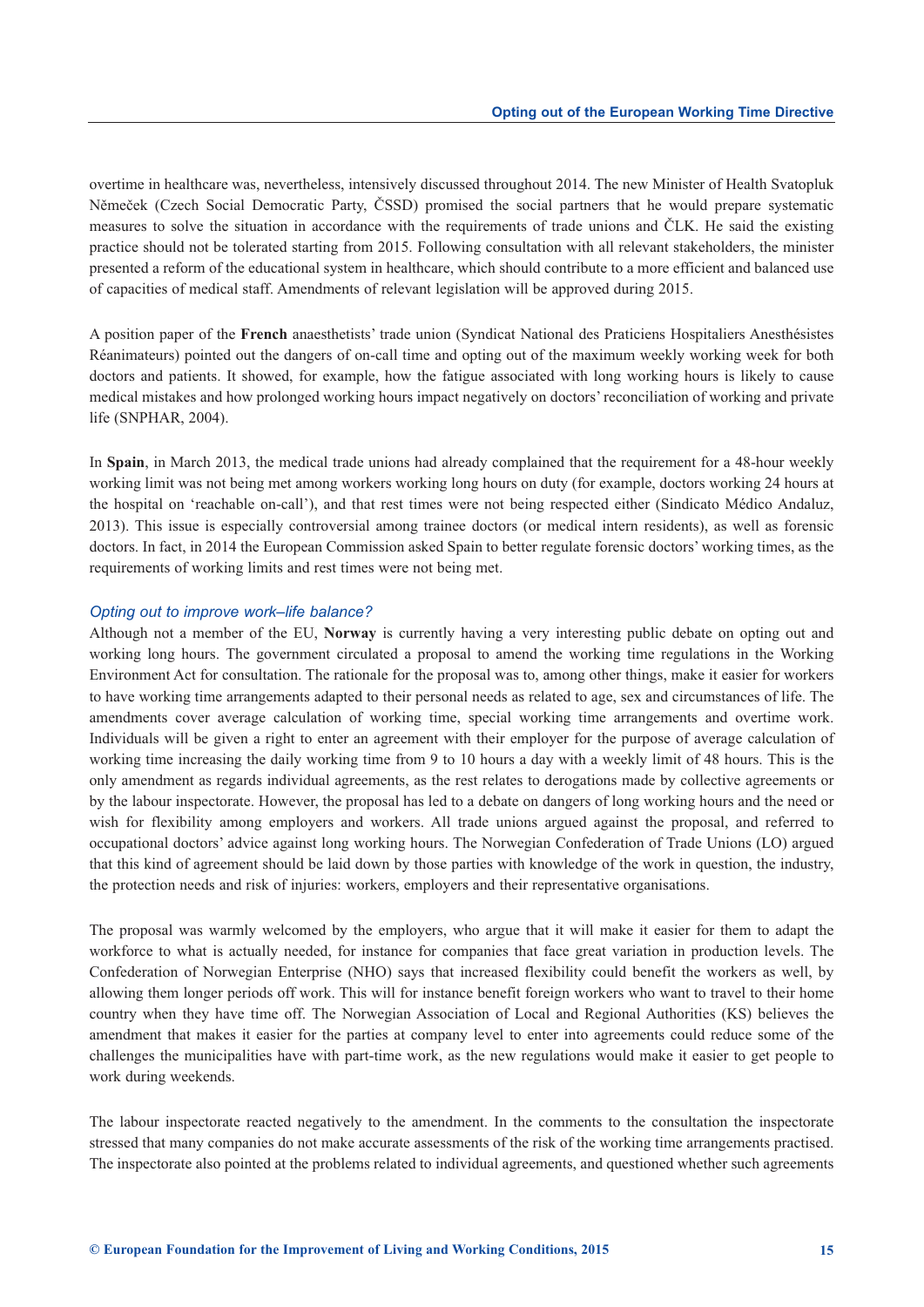overtime in healthcare was, nevertheless, intensively discussed throughout 2014. The new Minister of Health Svatopluk Němeček (Czech Social Democratic Party, ČSSD) promised the social partners that he would prepare systematic measures to solve the situation in accordance with the requirements of trade unions and ČLK. He said the existing practice should not be tolerated starting from 2015. Following consultation with all relevant stakeholders, the minister presented a reform of the educational system in healthcare, which should contribute to a more efficient and balanced use of capacities of medical staff. Amendments of relevant legislation will be approved during 2015.

A position paper of the **French** anaesthetists' trade union (Syndicat National des Praticiens Hospitaliers Anesthésistes Réanimateurs) pointed out the dangers of on-call time and opting out of the maximum weekly working week for both doctors and patients. It showed, for example, how the fatigue associated with long working hours is likely to cause medical mistakes and how prolonged working hours impact negatively on doctors' reconciliation of working and private life (SNPHAR, 2004).

In **Spain**, in March 2013, the medical trade unions had already complained that the requirement for a 48-hour weekly working limit was not being met among workers working long hours on duty (for example, doctors working 24 hours at the hospital on 'reachable on-call'), and that rest times were not being respected either (Sindicato Médico Andaluz, 2013). This issue is especially controversial among trainee doctors (or medical intern residents), as well as forensic doctors. In fact, in 2014 the European Commission asked Spain to better regulate forensic doctors' working times, as the requirements of working limits and rest times were not being met.

### *Opting out to improve work–life balance?*

Although not a member of the EU, **Norway** is currently having a very interesting public debate on opting out and working long hours. The government circulated a proposal to amend the working time regulations in the Working Environment Act for consultation. The rationale for the proposal was to, among other things, make it easier for workers to have working time arrangements adapted to their personal needs as related to age, sex and circumstances of life. The amendments cover average calculation of working time, special working time arrangements and overtime work. Individuals will be given a right to enter an agreement with their employer for the purpose of average calculation of working time increasing the daily working time from 9 to 10 hours a day with a weekly limit of 48 hours. This is the only amendment as regards individual agreements, as the rest relates to derogations made by collective agreements or by the labour inspectorate. However, the proposal has led to a debate on dangers of long working hours and the need or wish for flexibility among employers and workers. All trade unions argued against the proposal, and referred to occupational doctors' advice against long working hours. The Norwegian Confederation of Trade Unions (LO) argued that this kind of agreement should be laid down by those parties with knowledge of the work in question, the industry, the protection needs and risk of injuries: workers, employers and their representative organisations.

The proposal was warmly welcomed by the employers, who argue that it will make it easier for them to adapt the workforce to what is actually needed, for instance for companies that face great variation in production levels. The Confederation of Norwegian Enterprise (NHO) says that increased flexibility could benefit the workers as well, by allowing them longer periods off work. This will for instance benefit foreign workers who want to travel to their home country when they have time off. The Norwegian Association of Local and Regional Authorities (KS) believes the amendment that makes it easier for the parties at company level to enter into agreements could reduce some of the challenges the municipalities have with part-time work, as the new regulations would make it easier to get people to work during weekends.

The labour inspectorate reacted negatively to the amendment. In the comments to the consultation the inspectorate stressed that many companies do not make accurate assessments of the risk of the working time arrangements practised. The inspectorate also pointed at the problems related to individual agreements, and questioned whether such agreements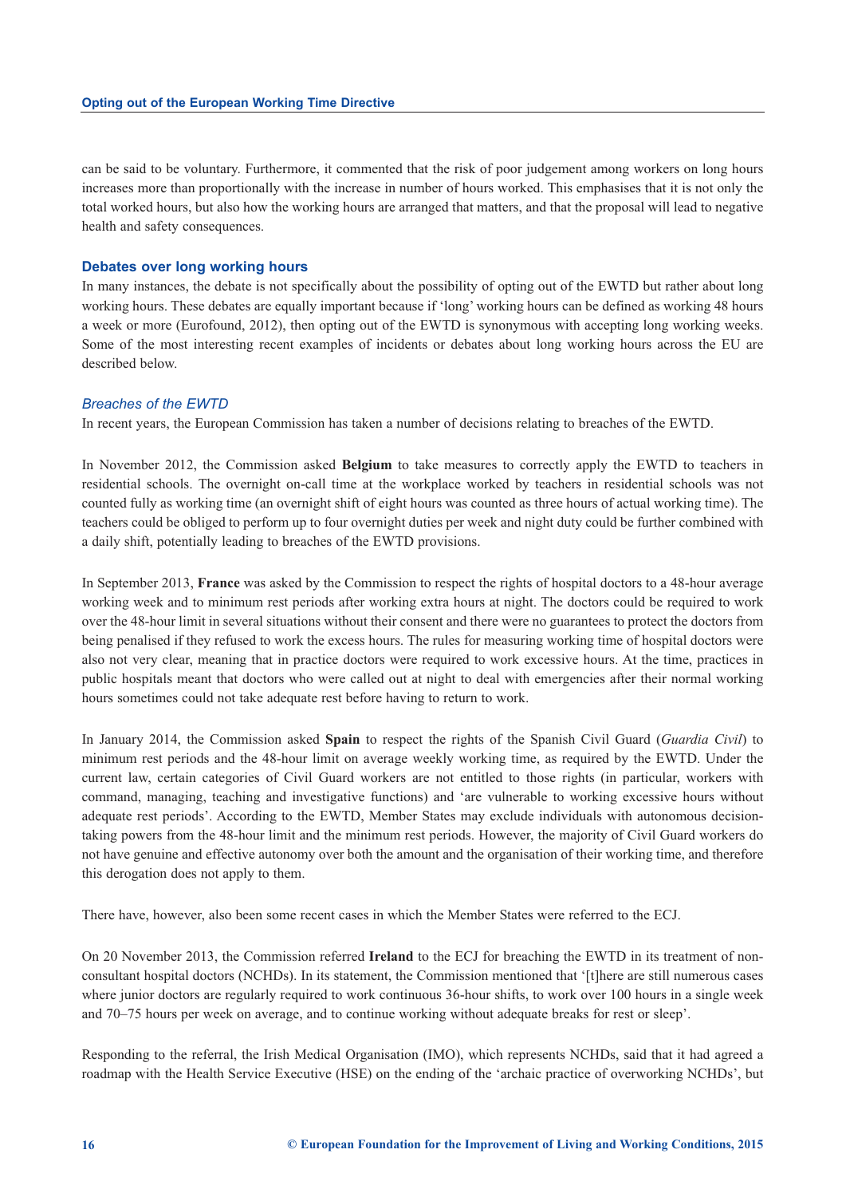can be said to be voluntary. Furthermore, it commented that the risk of poor judgement among workers on long hours increases more than proportionally with the increase in number of hours worked. This emphasises that it is not only the total worked hours, but also how the working hours are arranged that matters, and that the proposal will lead to negative health and safety consequences.

### Debates over long working hours

In many instances, the debate is not specifically about the possibility of opting out of the EWTD but rather about long working hours. These debates are equally important because if 'long' working hours can be defined as working 48 hours a week or more (Eurofound, 2012), then opting out of the EWTD is synonymous with accepting long working weeks. Some of the most interesting recent examples of incidents or debates about long working hours across the EU are described below.

#### *Breaches of the EWTD*

In recent years, the European Commission has taken a number of decisions relating to breaches of the EWTD.

In November 2012, the Commission asked **Belgium** to take measures to correctly apply the EWTD to teachers in residential schools. The overnight on-call time at the workplace worked by teachers in residential schools was not counted fully as working time (an overnight shift of eight hours was counted as three hours of actual working time). The teachers could be obliged to perform up to four overnight duties per week and night duty could be further combined with a daily shift, potentially leading to breaches of the EWTD provisions.

In September 2013, **France** was asked by the Commission to respect the rights of hospital doctors to a 48-hour average working week and to minimum rest periods after working extra hours at night. The doctors could be required to work over the 48-hour limit in several situations without their consent and there were no guarantees to protect the doctors from being penalised if they refused to work the excess hours. The rules for measuring working time of hospital doctors were also not very clear, meaning that in practice doctors were required to work excessive hours. At the time, practices in public hospitals meant that doctors who were called out at night to deal with emergencies after their normal working hours sometimes could not take adequate rest before having to return to work.

In January 2014, the Commission asked **Spain** to respect the rights of the Spanish Civil Guard (*Guardia Civil*) to minimum rest periods and the 48-hour limit on average weekly working time, as required by the EWTD. Under the current law, certain categories of Civil Guard workers are not entitled to those rights (in particular, workers with command, managing, teaching and investigative functions) and 'are vulnerable to working excessive hours without adequate rest periods'. According to the EWTD, Member States may exclude individuals with autonomous decision-taking powers from the 48-hour limit and the minimum rest periods. However, the majority of Civil Guard workers do not have genuine and effective autonomy over both the amount and the organisation of their working time, and therefore this derogation does not apply to them.

There have, however, also been some recent cases in which the Member States were referred to the ECJ.

On 20 November 2013, the Commission referred **Ireland** to the ECJ for breaching the EWTD in its treatment of non-consultant hospital doctors (NCHDs). In its statement, the Commission mentioned that '[t]here are still numerous cases where junior doctors are regularly required to work continuous 36-hour shifts, to work over 100 hours in a single week and 70–75 hours per week on average, and to continue working without adequate breaks for rest or sleep'.

Responding to the referral, the Irish Medical Organisation (IMO), which represents NCHDs, said that it had agreed a roadmap with the Health Service Executive (HSE) on the ending of the 'archaic practice of overworking NCHDs', but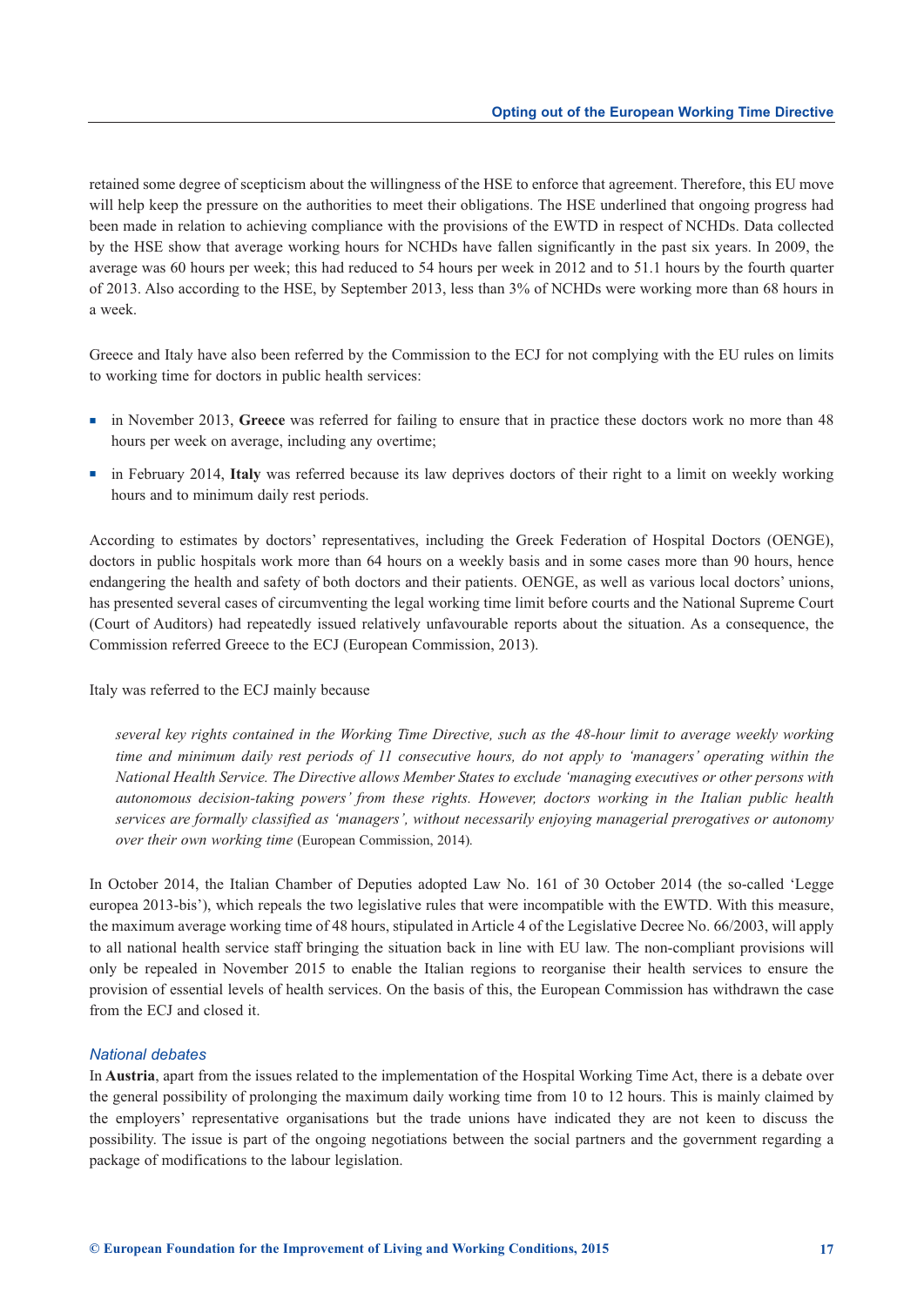retained some degree of scepticism about the willingness of the HSE to enforce that agreement. Therefore, this EU move will help keep the pressure on the authorities to meet their obligations. The HSE underlined that ongoing progress had been made in relation to achieving compliance with the provisions of the EWTD in respect of NCHDs. Data collected by the HSE show that average working hours for NCHDs have fallen significantly in the past six years. In 2009, the average was 60 hours per week; this had reduced to 54 hours per week in 2012 and to 51.1 hours by the fourth quarter of 2013. Also according to the HSE, by September 2013, less than 3% of NCHDs were working more than 68 hours in a week.

Greece and Italy have also been referred by the Commission to the ECJ for not complying with the EU rules on limits to working time for doctors in public health services:

- in November 2013, **Greece** was referred for failing to ensure that in practice these doctors work no more than 48 hours per week on average, including any overtime;
- in February 2014, **Italy** was referred because its law deprives doctors of their right to a limit on weekly working hours and to minimum daily rest periods.

According to estimates by doctors' representatives, including the Greek Federation of Hospital Doctors (OENGE), doctors in public hospitals work more than 64 hours on a weekly basis and in some cases more than 90 hours, hence endangering the health and safety of both doctors and their patients. OENGE, as well as various local doctors' unions, has presented several cases of circumventing the legal working time limit before courts and the National Supreme Court (Court of Auditors) had repeatedly issued relatively unfavourable reports about the situation. As a consequence, the Commission referred Greece to the ECJ (European Commission, 2013).

Italy was referred to the ECJ mainly because

> *several key rights contained in the Working Time Directive, such as the 48-hour limit to average weekly working time and minimum daily rest periods of 11 consecutive hours, do not apply to 'managers' operating within the National Health Service. The Directive allows Member States to exclude 'managing executives or other persons with autonomous decision-taking powers' from these rights. However, doctors working in the Italian public health services are formally classified as 'managers', without necessarily enjoying managerial prerogatives or autonomy over their own working time* (European Commission, 2014).

In October 2014, the Italian Chamber of Deputies adopted Law No. 161 of 30 October 2014 (the so-called 'Legge europea 2013-bis'), which repeals the two legislative rules that were incompatible with the EWTD. With this measure, the maximum average working time of 48 hours, stipulated in Article 4 of the Legislative Decree No. 66/2003, will apply to all national health service staff bringing the situation back in line with EU law. The non-compliant provisions will only be repealed in November 2015 to enable the Italian regions to reorganise their health services to ensure the provision of essential levels of health services. On the basis of this, the European Commission has withdrawn the case from the ECJ and closed it.

### National debates

In **Austria**, apart from the issues related to the implementation of the Hospital Working Time Act, there is a debate over the general possibility of prolonging the maximum daily working time from 10 to 12 hours. This is mainly claimed by the employers' representative organisations but the trade unions have indicated they are not keen to discuss the possibility. The issue is part of the ongoing negotiations between the social partners and the government regarding a package of modifications to the labour legislation.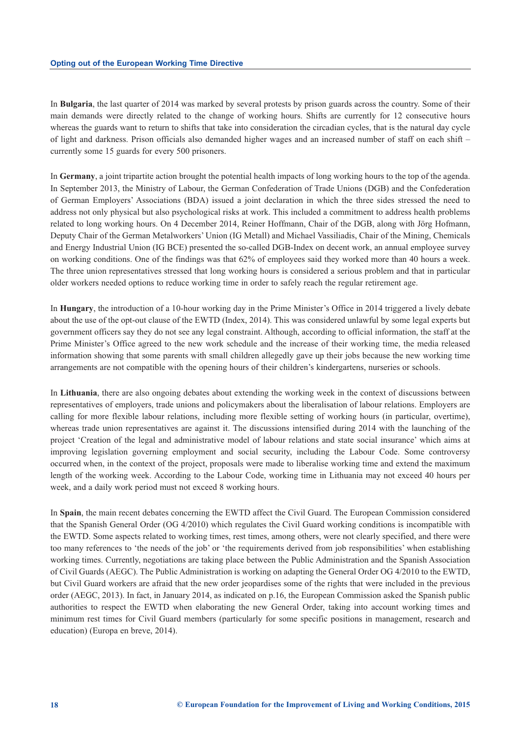In **Bulgaria**, the last quarter of 2014 was marked by several protests by prison guards across the country. Some of their main demands were directly related to the change of working hours. Shifts are currently for 12 consecutive hours whereas the guards want to return to shifts that take into consideration the circadian cycles, that is the natural day cycle of light and darkness. Prison officials also demanded higher wages and an increased number of staff on each shift – currently some 15 guards for every 500 prisoners.

In **Germany**, a joint tripartite action brought the potential health impacts of long working hours to the top of the agenda. In September 2013, the Ministry of Labour, the German Confederation of Trade Unions (DGB) and the Confederation of German Employers' Associations (BDA) issued a joint declaration in which the three sides stressed the need to address not only physical but also psychological risks at work. This included a commitment to address health problems related to long working hours. On 4 December 2014, Reiner Hoffmann, Chair of the DGB, along with Jörg Hofmann, Deputy Chair of the German Metalworkers' Union (IG Metall) and Michael Vassiliadis, Chair of the Mining, Chemicals and Energy Industrial Union (IG BCE) presented the so-called DGB-Index on decent work, an annual employee survey on working conditions. One of the findings was that 62% of employees said they worked more than 40 hours a week. The three union representatives stressed that long working hours is considered a serious problem and that in particular older workers needed options to reduce working time in order to safely reach the regular retirement age.

In **Hungary**, the introduction of a 10-hour working day in the Prime Minister's Office in 2014 triggered a lively debate about the use of the opt-out clause of the EWTD (Index, 2014). This was considered unlawful by some legal experts but government officers say they do not see any legal constraint. Although, according to official information, the staff at the Prime Minister's Office agreed to the new work schedule and the increase of their working time, the media released information showing that some parents with small children allegedly gave up their jobs because the new working time arrangements are not compatible with the opening hours of their children's kindergartens, nurseries or schools.

In **Lithuania**, there are also ongoing debates about extending the working week in the context of discussions between representatives of employers, trade unions and policymakers about the liberalisation of labour relations. Employers are calling for more flexible labour relations, including more flexible setting of working hours (in particular, overtime), whereas trade union representatives are against it. The discussions intensified during 2014 with the launching of the project 'Creation of the legal and administrative model of labour relations and state social insurance' which aims at improving legislation governing employment and social security, including the Labour Code. Some controversy occurred when, in the context of the project, proposals were made to liberalise working time and extend the maximum length of the working week. According to the Labour Code, working time in Lithuania may not exceed 40 hours per week, and a daily work period must not exceed 8 working hours.

In **Spain**, the main recent debates concerning the EWTD affect the Civil Guard. The European Commission considered that the Spanish General Order (OG 4/2010) which regulates the Civil Guard working conditions is incompatible with the EWTD. Some aspects related to working times, rest times, among others, were not clearly specified, and there were too many references to 'the needs of the job' or 'the requirements derived from job responsibilities' when establishing working times. Currently, negotiations are taking place between the Public Administration and the Spanish Association of Civil Guards (AEGC). The Public Administration is working on adapting the General Order OG 4/2010 to the EWTD, but Civil Guard workers are afraid that the new order jeopardises some of the rights that were included in the previous order (AEGC, 2013). In fact, in January 2014, as indicated on p.16, the European Commission asked the Spanish public authorities to respect the EWTD when elaborating the new General Order, taking into account working times and minimum rest times for Civil Guard members (particularly for some specific positions in management, research and education) (Europa en breve, 2014).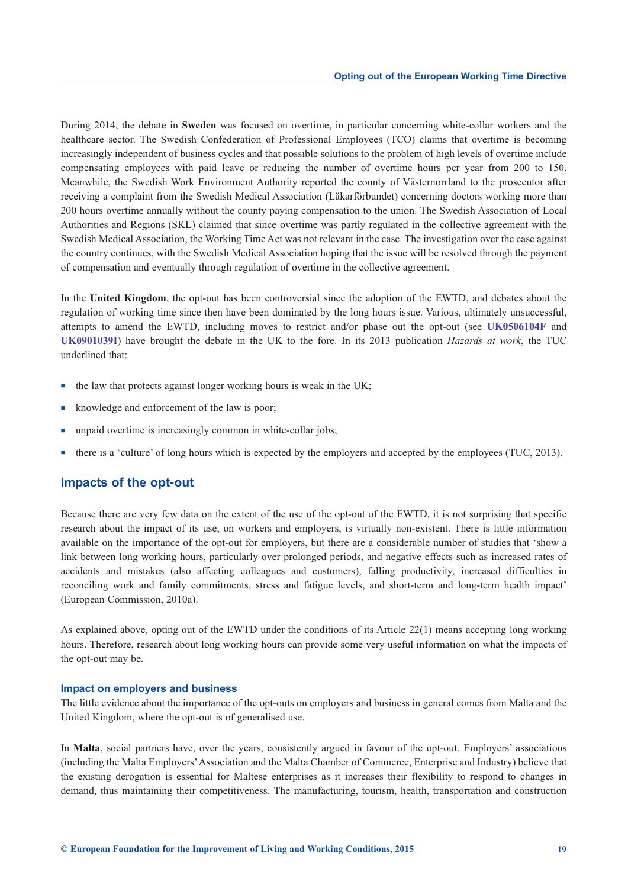During 2014, the debate in **Sweden** was focused on overtime, in particular concerning white-collar workers and the healthcare sector. The Swedish Confederation of Professional Employees (TCO) claims that overtime is becoming increasingly independent of business cycles and that possible solutions to the problem of high levels of overtime include compensating employees with paid leave or reducing the number of overtime hours per year from 200 to 150. Meanwhile, the Swedish Work Environment Authority reported the county of Västernorrland to the prosecutor after receiving a complaint from the Swedish Medical Association (Läkarförbundet) concerning doctors working more than 200 hours overtime annually without the county paying compensation to the union. The Swedish Association of Local Authorities and Regions (SKL) claimed that since overtime was partly regulated in the collective agreement with the Swedish Medical Association, the Working Time Act was not relevant in the case. The investigation over the case against the country continues, with the Swedish Medical Association hoping that the issue will be resolved through the payment of compensation and eventually through regulation of overtime in the collective agreement.

In the **United Kingdom**, the opt-out has been controversial since the adoption of the EWTD, and debates about the regulation of working time since then have been dominated by the long hours issue. Various, ultimately unsuccessful, attempts to amend the EWTD, including moves to restrict and/or phase out the opt-out (see **UK0506104F** and **UK0901039I**) have brought the debate in the UK to the fore. In its 2013 publication *Hazards at work*, the TUC underlined that:

- the law that protects against longer working hours is weak in the UK;
- knowledge and enforcement of the law is poor;
- unpaid overtime is increasingly common in white-collar jobs;
- there is a 'culture' of long hours which is expected by the employers and accepted by the employees (TUC, 2013).

## Impacts of the opt-out

Because there are very few data on the extent of the use of the opt-out of the EWTD, it is not surprising that specific research about the impact of its use, on workers and employers, is virtually non-existent. There is little information available on the importance of the opt-out for employers, but there are a considerable number of studies that 'show a link between long working hours, particularly over prolonged periods, and negative effects such as increased rates of accidents and mistakes (also affecting colleagues and customers), falling productivity, increased difficulties in reconciling work and family commitments, stress and fatigue levels, and short-term and long-term health impact' (European Commission, 2010a).

As explained above, opting out of the EWTD under the conditions of its Article 22(1) means accepting long working hours. Therefore, research about long working hours can provide some very useful information on what the impacts of the opt-out may be.

### Impact on employers and business

The little evidence about the importance of the opt-outs on employers and business in general comes from Malta and the United Kingdom, where the opt-out is of generalised use.

In **Malta**, social partners have, over the years, consistently argued in favour of the opt-out. Employers' associations (including the Malta Employers' Association and the Malta Chamber of Commerce, Enterprise and Industry) believe that the existing derogation is essential for Maltese enterprises as it increases their flexibility to respond to changes in demand, thus maintaining their competitiveness. The manufacturing, tourism, health, transportation and construction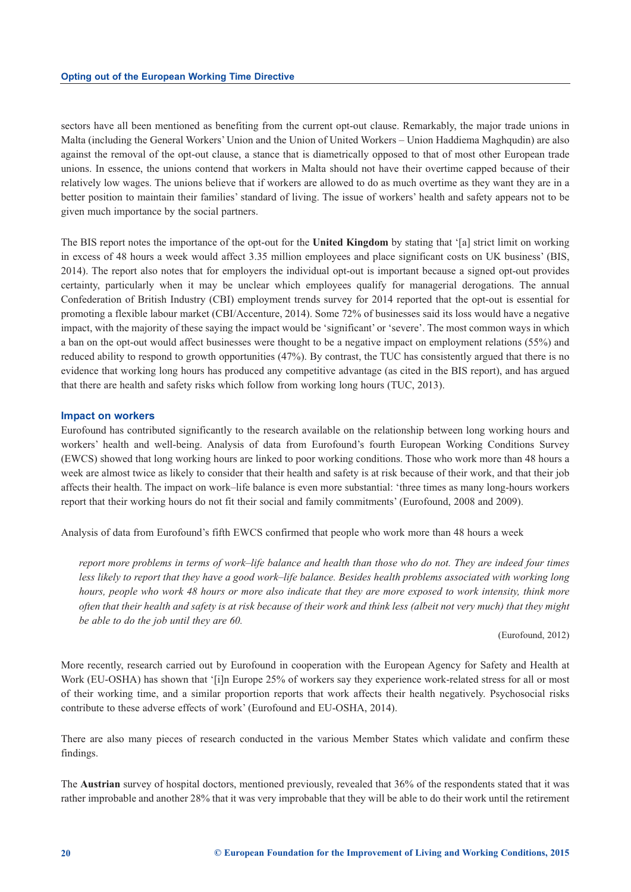sectors have all been mentioned as benefiting from the current opt-out clause. Remarkably, the major trade unions in Malta (including the General Workers' Union and the Union of United Workers – Union Haddiema Maghqudin) are also against the removal of the opt-out clause, a stance that is diametrically opposed to that of most other European trade unions. In essence, the unions contend that workers in Malta should not have their overtime capped because of their relatively low wages. The unions believe that if workers are allowed to do as much overtime as they want they are in a better position to maintain their families' standard of living. The issue of workers' health and safety appears not to be given much importance by the social partners.

The BIS report notes the importance of the opt-out for the **United Kingdom** by stating that '[a] strict limit on working in excess of 48 hours a week would affect 3.35 million employees and place significant costs on UK business' (BIS, 2014). The report also notes that for employers the individual opt-out is important because a signed opt-out provides certainty, particularly when it may be unclear which employees qualify for managerial derogations. The annual Confederation of British Industry (CBI) employment trends survey for 2014 reported that the opt-out is essential for promoting a flexible labour market (CBI/Accenture, 2014). Some 72% of businesses said its loss would have a negative impact, with the majority of these saying the impact would be 'significant' or 'severe'. The most common ways in which a ban on the opt-out would affect businesses were thought to be a negative impact on employment relations (55%) and reduced ability to respond to growth opportunities (47%). By contrast, the TUC has consistently argued that there is no evidence that working long hours has produced any competitive advantage (as cited in the BIS report), and has argued that there are health and safety risks which follow from working long hours (TUC, 2013).

### Impact on workers

Eurofound has contributed significantly to the research available on the relationship between long working hours and workers' health and well-being. Analysis of data from Eurofound's fourth European Working Conditions Survey (EWCS) showed that long working hours are linked to poor working conditions. Those who work more than 48 hours a week are almost twice as likely to consider that their health and safety is at risk because of their work, and that their job affects their health. The impact on work–life balance is even more substantial: 'three times as many long-hours workers report that their working hours do not fit their social and family commitments' (Eurofound, 2008 and 2009).

Analysis of data from Eurofound's fifth EWCS confirmed that people who work more than 48 hours a week

> *report more problems in terms of work–life balance and health than those who do not. They are indeed four times less likely to report that they have a good work–life balance. Besides health problems associated with working long hours, people who work 48 hours or more also indicate that they are more exposed to work intensity, think more often that their health and safety is at risk because of their work and think less (albeit not very much) that they might be able to do the job until they are 60.*
>
> (Eurofound, 2012)

More recently, research carried out by Eurofound in cooperation with the European Agency for Safety and Health at Work (EU-OSHA) has shown that '[i]n Europe 25% of workers say they experience work-related stress for all or most of their working time, and a similar proportion reports that work affects their health negatively. Psychosocial risks contribute to these adverse effects of work' (Eurofound and EU-OSHA, 2014).

There are also many pieces of research conducted in the various Member States which validate and confirm these findings.

The **Austrian** survey of hospital doctors, mentioned previously, revealed that 36% of the respondents stated that it was rather improbable and another 28% that it was very improbable that they will be able to do their work until the retirement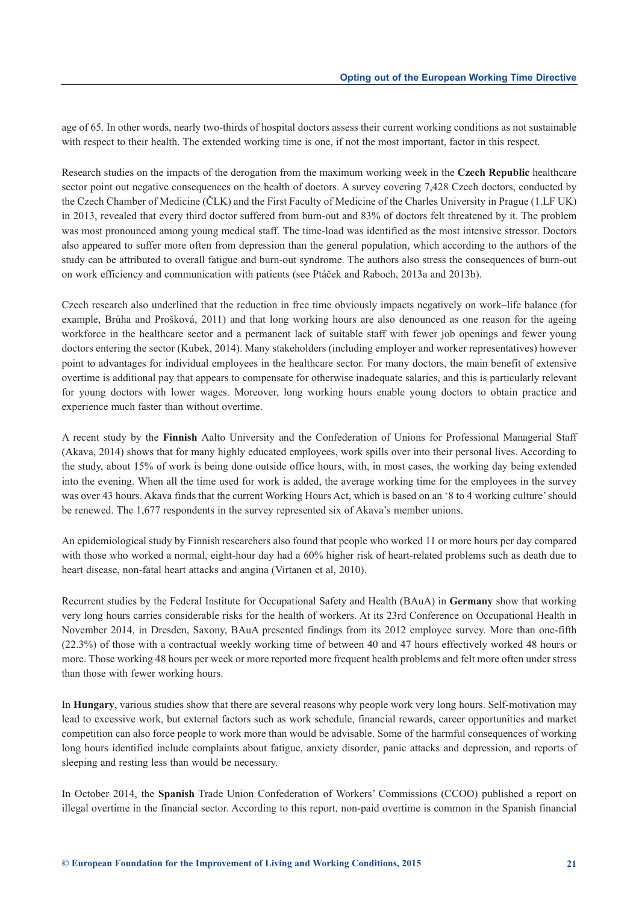age of 65. In other words, nearly two-thirds of hospital doctors assess their current working conditions as not sustainable with respect to their health. The extended working time is one, if not the most important, factor in this respect.

Research studies on the impacts of the derogation from the maximum working week in the **Czech Republic** healthcare sector point out negative consequences on the health of doctors. A survey covering 7,428 Czech doctors, conducted by the Czech Chamber of Medicine (ČLK) and the First Faculty of Medicine of the Charles University in Prague (1.LF UK) in 2013, revealed that every third doctor suffered from burn-out and 83% of doctors felt threatened by it. The problem was most pronounced among young medical staff. The time-load was identified as the most intensive stressor. Doctors also appeared to suffer more often from depression than the general population, which according to the authors of the study can be attributed to overall fatigue and burn-out syndrome. The authors also stress the consequences of burn-out on work efficiency and communication with patients (see Ptáček and Raboch, 2013a and 2013b).

Czech research also underlined that the reduction in free time obviously impacts negatively on work–life balance (for example, Brůha and Prošková, 2011) and that long working hours are also denounced as one reason for the ageing workforce in the healthcare sector and a permanent lack of suitable staff with fewer job openings and fewer young doctors entering the sector (Kubek, 2014). Many stakeholders (including employer and worker representatives) however point to advantages for individual employees in the healthcare sector. For many doctors, the main benefit of extensive overtime is additional pay that appears to compensate for otherwise inadequate salaries, and this is particularly relevant for young doctors with lower wages. Moreover, long working hours enable young doctors to obtain practice and experience much faster than without overtime.

A recent study by the **Finnish** Aalto University and the Confederation of Unions for Professional Managerial Staff (Akava, 2014) shows that for many highly educated employees, work spills over into their personal lives. According to the study, about 15% of work is being done outside office hours, with, in most cases, the working day being extended into the evening. When all the time used for work is added, the average working time for the employees in the survey was over 43 hours. Akava finds that the current Working Hours Act, which is based on an '8 to 4 working culture' should be renewed. The 1,677 respondents in the survey represented six of Akava's member unions.

An epidemiological study by Finnish researchers also found that people who worked 11 or more hours per day compared with those who worked a normal, eight-hour day had a 60% higher risk of heart-related problems such as death due to heart disease, non-fatal heart attacks and angina (Virtanen et al, 2010).

Recurrent studies by the Federal Institute for Occupational Safety and Health (BAuA) in **Germany** show that working very long hours carries considerable risks for the health of workers. At its 23rd Conference on Occupational Health in November 2014, in Dresden, Saxony, BAuA presented findings from its 2012 employee survey. More than one-fifth (22.3%) of those with a contractual weekly working time of between 40 and 47 hours effectively worked 48 hours or more. Those working 48 hours per week or more reported more frequent health problems and felt more often under stress than those with fewer working hours.

In **Hungary**, various studies show that there are several reasons why people work very long hours. Self-motivation may lead to excessive work, but external factors such as work schedule, financial rewards, career opportunities and market competition can also force people to work more than would be advisable. Some of the harmful consequences of working long hours identified include complaints about fatigue, anxiety disorder, panic attacks and depression, and reports of sleeping and resting less than would be necessary.

In October 2014, the **Spanish** Trade Union Confederation of Workers' Commissions (CCOO) published a report on illegal overtime in the financial sector. According to this report, non-paid overtime is common in the Spanish financial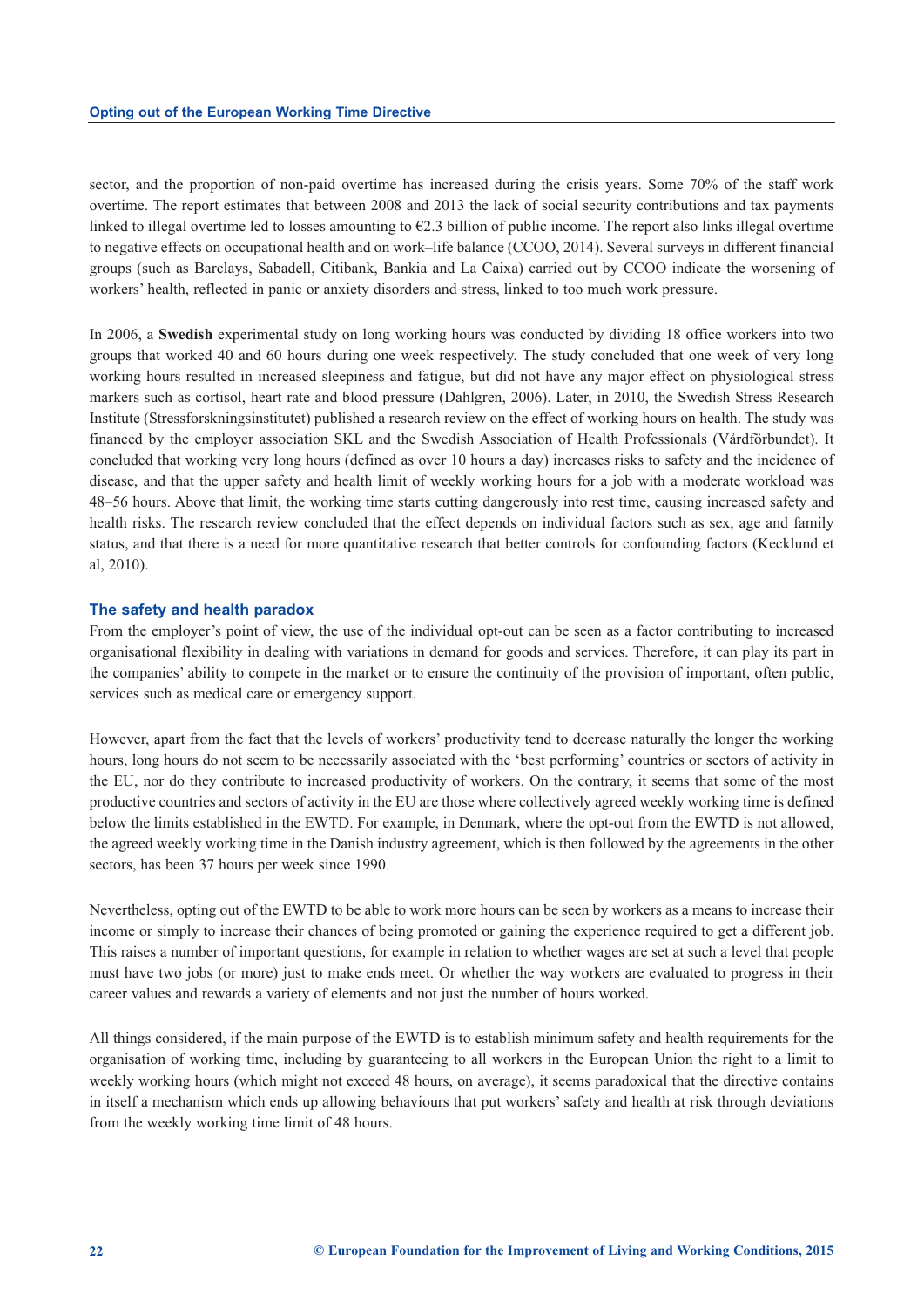sector, and the proportion of non-paid overtime has increased during the crisis years. Some 70% of the staff work overtime. The report estimates that between 2008 and 2013 the lack of social security contributions and tax payments linked to illegal overtime led to losses amounting to €2.3 billion of public income. The report also links illegal overtime to negative effects on occupational health and on work–life balance (CCOO, 2014). Several surveys in different financial groups (such as Barclays, Sabadell, Citibank, Bankia and La Caixa) carried out by CCOO indicate the worsening of workers' health, reflected in panic or anxiety disorders and stress, linked to too much work pressure.

In 2006, a **Swedish** experimental study on long working hours was conducted by dividing 18 office workers into two groups that worked 40 and 60 hours during one week respectively. The study concluded that one week of very long working hours resulted in increased sleepiness and fatigue, but did not have any major effect on physiological stress markers such as cortisol, heart rate and blood pressure (Dahlgren, 2006). Later, in 2010, the Swedish Stress Research Institute (Stressforskningsinstitutet) published a research review on the effect of working hours on health. The study was financed by the employer association SKL and the Swedish Association of Health Professionals (Vårdförbundet). It concluded that working very long hours (defined as over 10 hours a day) increases risks to safety and the incidence of disease, and that the upper safety and health limit of weekly working hours for a job with a moderate workload was 48–56 hours. Above that limit, the working time starts cutting dangerously into rest time, causing increased safety and health risks. The research review concluded that the effect depends on individual factors such as sex, age and family status, and that there is a need for more quantitative research that better controls for confounding factors (Kecklund et al, 2010).

### The safety and health paradox

From the employer's point of view, the use of the individual opt-out can be seen as a factor contributing to increased organisational flexibility in dealing with variations in demand for goods and services. Therefore, it can play its part in the companies' ability to compete in the market or to ensure the continuity of the provision of important, often public, services such as medical care or emergency support.

However, apart from the fact that the levels of workers' productivity tend to decrease naturally the longer the working hours, long hours do not seem to be necessarily associated with the 'best performing' countries or sectors of activity in the EU, nor do they contribute to increased productivity of workers. On the contrary, it seems that some of the most productive countries and sectors of activity in the EU are those where collectively agreed weekly working time is defined below the limits established in the EWTD. For example, in Denmark, where the opt-out from the EWTD is not allowed, the agreed weekly working time in the Danish industry agreement, which is then followed by the agreements in the other sectors, has been 37 hours per week since 1990.

Nevertheless, opting out of the EWTD to be able to work more hours can be seen by workers as a means to increase their income or simply to increase their chances of being promoted or gaining the experience required to get a different job. This raises a number of important questions, for example in relation to whether wages are set at such a level that people must have two jobs (or more) just to make ends meet. Or whether the way workers are evaluated to progress in their career values and rewards a variety of elements and not just the number of hours worked.

All things considered, if the main purpose of the EWTD is to establish minimum safety and health requirements for the organisation of working time, including by guaranteeing to all workers in the European Union the right to a limit to weekly working hours (which might not exceed 48 hours, on average), it seems paradoxical that the directive contains in itself a mechanism which ends up allowing behaviours that put workers' safety and health at risk through deviations from the weekly working time limit of 48 hours.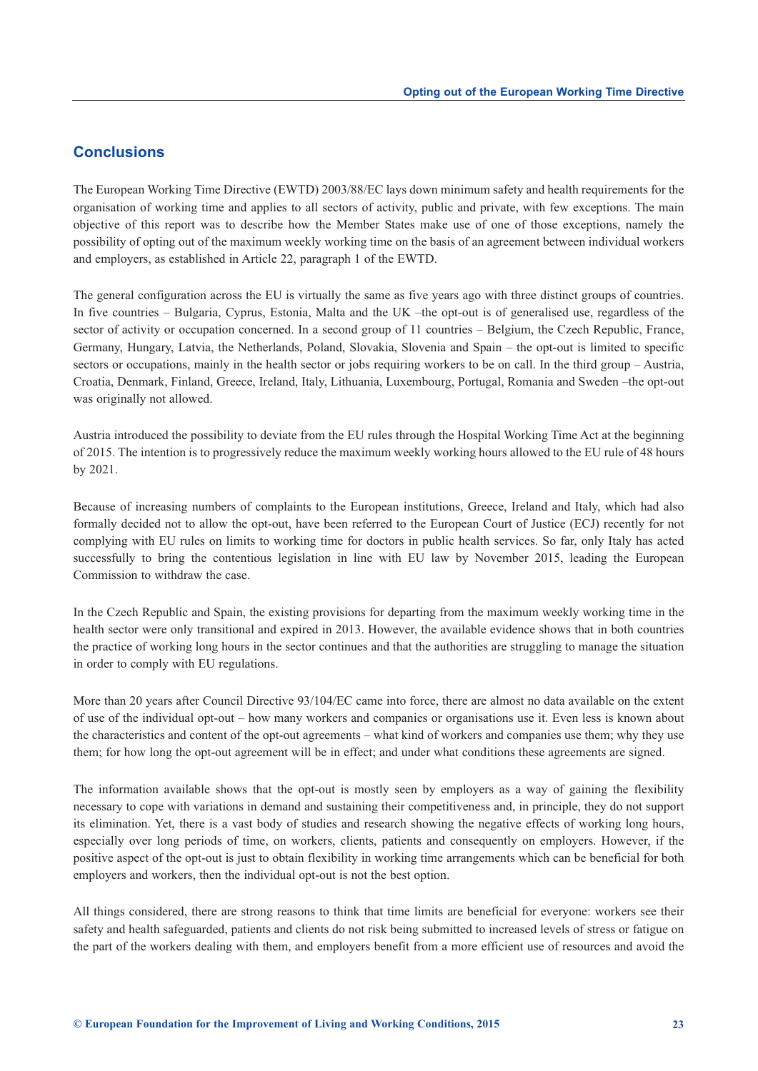## Conclusions

The European Working Time Directive (EWTD) 2003/88/EC lays down minimum safety and health requirements for the organisation of working time and applies to all sectors of activity, public and private, with few exceptions. The main objective of this report was to describe how the Member States make use of one of those exceptions, namely the possibility of opting out of the maximum weekly working time on the basis of an agreement between individual workers and employers, as established in Article 22, paragraph 1 of the EWTD.

The general configuration across the EU is virtually the same as five years ago with three distinct groups of countries. In five countries – Bulgaria, Cyprus, Estonia, Malta and the UK –the opt-out is of generalised use, regardless of the sector of activity or occupation concerned. In a second group of 11 countries – Belgium, the Czech Republic, France, Germany, Hungary, Latvia, the Netherlands, Poland, Slovakia, Slovenia and Spain – the opt-out is limited to specific sectors or occupations, mainly in the health sector or jobs requiring workers to be on call. In the third group – Austria, Croatia, Denmark, Finland, Greece, Ireland, Italy, Lithuania, Luxembourg, Portugal, Romania and Sweden –the opt-out was originally not allowed.

Austria introduced the possibility to deviate from the EU rules through the Hospital Working Time Act at the beginning of 2015. The intention is to progressively reduce the maximum weekly working hours allowed to the EU rule of 48 hours by 2021.

Because of increasing numbers of complaints to the European institutions, Greece, Ireland and Italy, which had also formally decided not to allow the opt-out, have been referred to the European Court of Justice (ECJ) recently for not complying with EU rules on limits to working time for doctors in public health services. So far, only Italy has acted successfully to bring the contentious legislation in line with EU law by November 2015, leading the European Commission to withdraw the case.

In the Czech Republic and Spain, the existing provisions for departing from the maximum weekly working time in the health sector were only transitional and expired in 2013. However, the available evidence shows that in both countries the practice of working long hours in the sector continues and that the authorities are struggling to manage the situation in order to comply with EU regulations.

More than 20 years after Council Directive 93/104/EC came into force, there are almost no data available on the extent of use of the individual opt-out – how many workers and companies or organisations use it. Even less is known about the characteristics and content of the opt-out agreements – what kind of workers and companies use them; why they use them; for how long the opt-out agreement will be in effect; and under what conditions these agreements are signed.

The information available shows that the opt-out is mostly seen by employers as a way of gaining the flexibility necessary to cope with variations in demand and sustaining their competitiveness and, in principle, they do not support its elimination. Yet, there is a vast body of studies and research showing the negative effects of working long hours, especially over long periods of time, on workers, clients, patients and consequently on employers. However, if the positive aspect of the opt-out is just to obtain flexibility in working time arrangements which can be beneficial for both employers and workers, then the individual opt-out is not the best option.

All things considered, there are strong reasons to think that time limits are beneficial for everyone: workers see their safety and health safeguarded, patients and clients do not risk being submitted to increased levels of stress or fatigue on the part of the workers dealing with them, and employers benefit from a more efficient use of resources and avoid the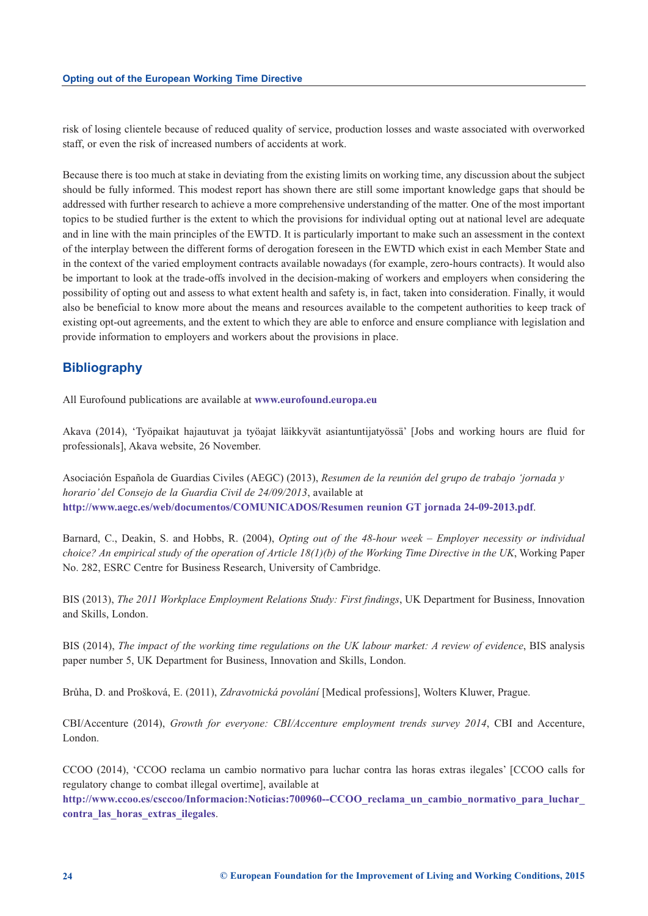risk of losing clientele because of reduced quality of service, production losses and waste associated with overworked staff, or even the risk of increased numbers of accidents at work.

Because there is too much at stake in deviating from the existing limits on working time, any discussion about the subject should be fully informed. This modest report has shown there are still some important knowledge gaps that should be addressed with further research to achieve a more comprehensive understanding of the matter. One of the most important topics to be studied further is the extent to which the provisions for individual opting out at national level are adequate and in line with the main principles of the EWTD. It is particularly important to make such an assessment in the context of the interplay between the different forms of derogation foreseen in the EWTD which exist in each Member State and in the context of the varied employment contracts available nowadays (for example, zero-hours contracts). It would also be important to look at the trade-offs involved in the decision-making of workers and employers when considering the possibility of opting out and assess to what extent health and safety is, in fact, taken into consideration. Finally, it would also be beneficial to know more about the means and resources available to the competent authorities to keep track of existing opt-out agreements, and the extent to which they are able to enforce and ensure compliance with legislation and provide information to employers and workers about the provisions in place.

## Bibliography

All Eurofound publications are available at **www.eurofound.europa.eu**

Akava (2014), 'Työpaikat hajautuvat ja työajat läikkyvät asiantuntijatyössä' [Jobs and working hours are fluid for professionals], Akava website, 26 November.

Asociación Española de Guardias Civiles (AEGC) (2013), *Resumen de la reunión del grupo de trabajo 'jornada y horario' del Consejo de la Guardia Civil de 24/09/2013*, available at **http://www.aegc.es/web/documentos/COMUNICADOS/Resumen reunion GT jornada 24-09-2013.pdf**.

Barnard, C., Deakin, S. and Hobbs, R. (2004), *Opting out of the 48-hour week – Employer necessity or individual choice? An empirical study of the operation of Article 18(1)(b) of the Working Time Directive in the UK*, Working Paper No. 282, ESRC Centre for Business Research, University of Cambridge.

BIS (2013), *The 2011 Workplace Employment Relations Study: First findings*, UK Department for Business, Innovation and Skills, London.

BIS (2014), *The impact of the working time regulations on the UK labour market: A review of evidence*, BIS analysis paper number 5, UK Department for Business, Innovation and Skills, London.

Brůha, D. and Prošková, E. (2011), *Zdravotnická povolání* [Medical professions], Wolters Kluwer, Prague.

CBI/Accenture (2014), *Growth for everyone: CBI/Accenture employment trends survey 2014*, CBI and Accenture, London.

CCOO (2014), 'CCOO reclama un cambio normativo para luchar contra las horas extras ilegales' [CCOO calls for regulatory change to combat illegal overtime], available at **http://www.ccoo.es/csccoo/Informacion:Noticias:700960--CCOO_reclama_un_cambio_normativo_para_luchar_contra_las_horas_extras_ilegales**.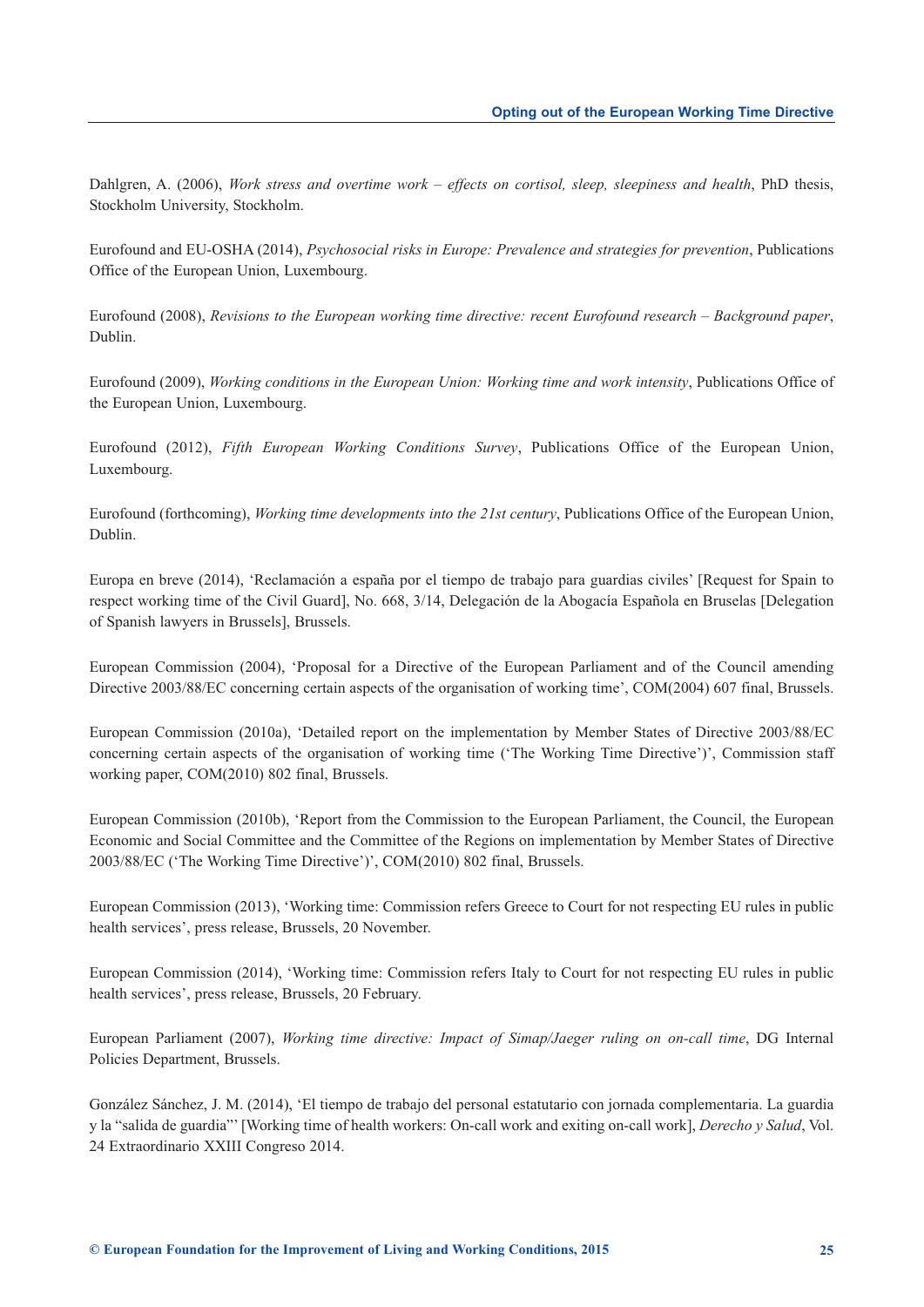Dahlgren, A. (2006), *Work stress and overtime work – effects on cortisol, sleep, sleepiness and health*, PhD thesis, Stockholm University, Stockholm.

Eurofound and EU-OSHA (2014), *Psychosocial risks in Europe: Prevalence and strategies for prevention*, Publications Office of the European Union, Luxembourg.

Eurofound (2008), *Revisions to the European working time directive: recent Eurofound research – Background paper*, Dublin.

Eurofound (2009), *Working conditions in the European Union: Working time and work intensity*, Publications Office of the European Union, Luxembourg.

Eurofound (2012), *Fifth European Working Conditions Survey*, Publications Office of the European Union, Luxembourg.

Eurofound (forthcoming), *Working time developments into the 21st century*, Publications Office of the European Union, Dublin.

Europa en breve (2014), 'Reclamación a españa por el tiempo de trabajo para guardias civiles' [Request for Spain to respect working time of the Civil Guard], No. 668, 3/14, Delegación de la Abogacía Española en Bruselas [Delegation of Spanish lawyers in Brussels], Brussels.

European Commission (2004), 'Proposal for a Directive of the European Parliament and of the Council amending Directive 2003/88/EC concerning certain aspects of the organisation of working time', COM(2004) 607 final, Brussels.

European Commission (2010a), 'Detailed report on the implementation by Member States of Directive 2003/88/EC concerning certain aspects of the organisation of working time ('The Working Time Directive')', Commission staff working paper, COM(2010) 802 final, Brussels.

European Commission (2010b), 'Report from the Commission to the European Parliament, the Council, the European Economic and Social Committee and the Committee of the Regions on implementation by Member States of Directive 2003/88/EC ('The Working Time Directive')', COM(2010) 802 final, Brussels.

European Commission (2013), 'Working time: Commission refers Greece to Court for not respecting EU rules in public health services', press release, Brussels, 20 November.

European Commission (2014), 'Working time: Commission refers Italy to Court for not respecting EU rules in public health services', press release, Brussels, 20 February.

European Parliament (2007), *Working time directive: Impact of Simap/Jaeger ruling on on-call time*, DG Internal Policies Department, Brussels.

González Sánchez, J. M. (2014), 'El tiempo de trabajo del personal estatutario con jornada complementaria. La guardia y la "salida de guardia"' [Working time of health workers: On-call work and exiting on-call work], *Derecho y Salud*, Vol. 24 Extraordinario XXIII Congreso 2014.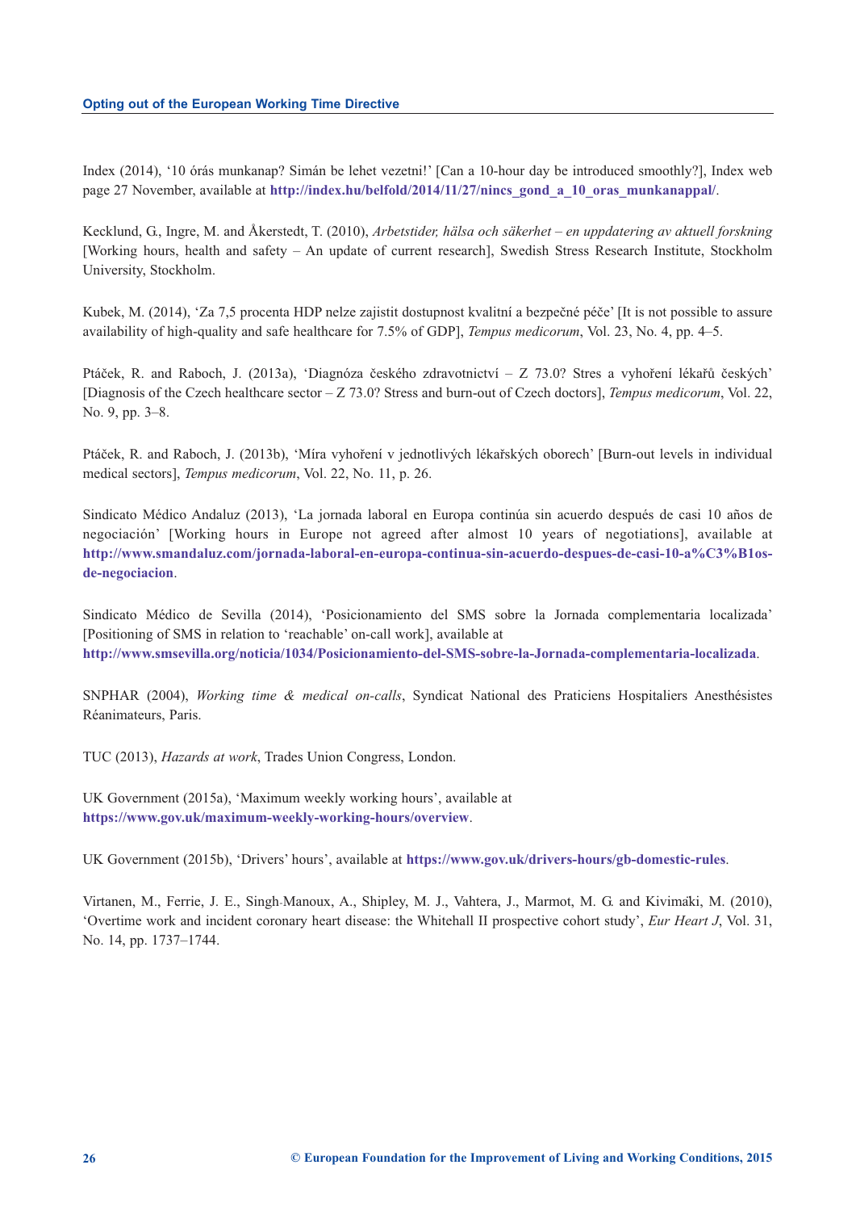Index (2014), '10 órás munkanap? Simán be lehet vezetni!' [Can a 10-hour day be introduced smoothly?], Index web page 27 November, available at **http://index.hu/belfold/2014/11/27/nincs_gond_a_10_oras_munkanappal/**.

Kecklund, G., Ingre, M. and Åkerstedt, T. (2010), *Arbetstider, hälsa och säkerhet – en uppdatering av aktuell forskning* [Working hours, health and safety – An update of current research], Swedish Stress Research Institute, Stockholm University, Stockholm.

Kubek, M. (2014), 'Za 7,5 procenta HDP nelze zajistit dostupnost kvalitní a bezpečné péče' [It is not possible to assure availability of high-quality and safe healthcare for 7.5% of GDP], *Tempus medicorum*, Vol. 23, No. 4, pp. 4–5.

Ptáček, R. and Raboch, J. (2013a), 'Diagnóza českého zdravotnictví – Z 73.0? Stres a vyhoření lékařů českých' [Diagnosis of the Czech healthcare sector – Z 73.0? Stress and burn-out of Czech doctors], *Tempus medicorum*, Vol. 22, No. 9, pp. 3–8.

Ptáček, R. and Raboch, J. (2013b), 'Míra vyhoření v jednotlivých lékařských oborech' [Burn-out levels in individual medical sectors], *Tempus medicorum*, Vol. 22, No. 11, p. 26.

Sindicato Médico Andaluz (2013), 'La jornada laboral en Europa continúa sin acuerdo después de casi 10 años de negociación' [Working hours in Europe not agreed after almost 10 years of negotiations], available at **http://www.smandaluz.com/jornada-laboral-en-europa-continua-sin-acuerdo-despues-de-casi-10-a%C3%B1os-de-negociacion**.

Sindicato Médico de Sevilla (2014), 'Posicionamiento del SMS sobre la Jornada complementaria localizada' [Positioning of SMS in relation to 'reachable' on-call work], available at **http://www.smsevilla.org/noticia/1034/Posicionamiento-del-SMS-sobre-la-Jornada-complementaria-localizada**.

SNPHAR (2004), *Working time & medical on-calls*, Syndicat National des Praticiens Hospitaliers Anesthésistes Réanimateurs, Paris.

TUC (2013), *Hazards at work*, Trades Union Congress, London.

UK Government (2015a), 'Maximum weekly working hours', available at **https://www.gov.uk/maximum-weekly-working-hours/overview**.

UK Government (2015b), 'Drivers' hours', available at **https://www.gov.uk/drivers-hours/gb-domestic-rules**.

Virtanen, M., Ferrie, J. E., Singh-Manoux, A., Shipley, M. J., Vahtera, J., Marmot, M. G. and Kivimäki, M. (2010), 'Overtime work and incident coronary heart disease: the Whitehall II prospective cohort study', *Eur Heart J*, Vol. 31, No. 14, pp. 1737–1744.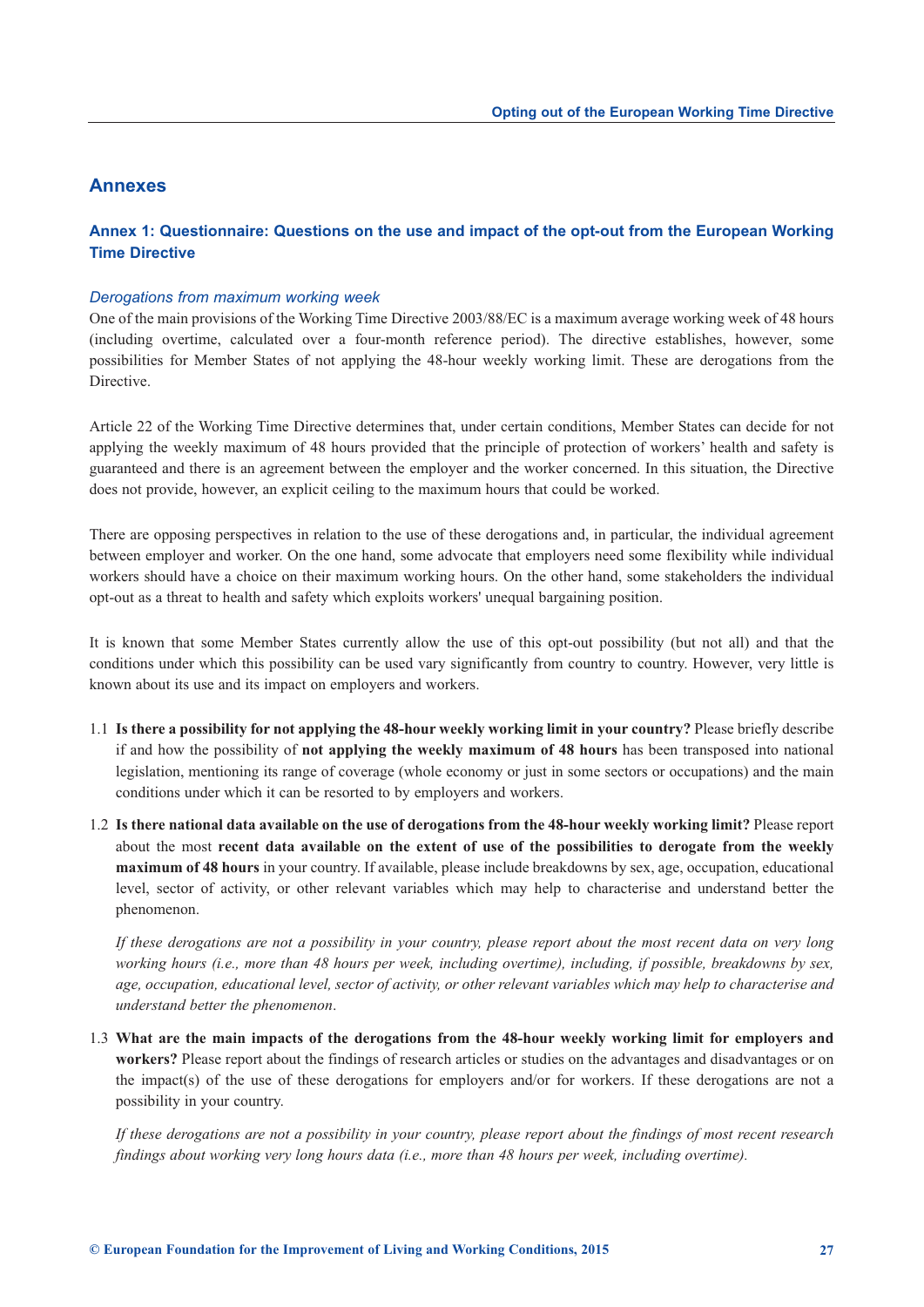# Annexes

## Annex 1: Questionnaire: Questions on the use and impact of the opt-out from the European Working Time Directive

*Derogations from maximum working week*

One of the main provisions of the Working Time Directive 2003/88/EC is a maximum average working week of 48 hours (including overtime, calculated over a four-month reference period). The directive establishes, however, some possibilities for Member States of not applying the 48-hour weekly working limit. These are derogations from the Directive.

Article 22 of the Working Time Directive determines that, under certain conditions, Member States can decide for not applying the weekly maximum of 48 hours provided that the principle of protection of workers' health and safety is guaranteed and there is an agreement between the employer and the worker concerned. In this situation, the Directive does not provide, however, an explicit ceiling to the maximum hours that could be worked.

There are opposing perspectives in relation to the use of these derogations and, in particular, the individual agreement between employer and worker. On the one hand, some advocate that employers need some flexibility while individual workers should have a choice on their maximum working hours. On the other hand, some stakeholders the individual opt-out as a threat to health and safety which exploits workers' unequal bargaining position.

It is known that some Member States currently allow the use of this opt-out possibility (but not all) and that the conditions under which this possibility can be used vary significantly from country to country. However, very little is known about its use and its impact on employers and workers.

1.1 **Is there a possibility for not applying the 48-hour weekly working limit in your country?** Please briefly describe if and how the possibility of **not applying the weekly maximum of 48 hours** has been transposed into national legislation, mentioning its range of coverage (whole economy or just in some sectors or occupations) and the main conditions under which it can be resorted to by employers and workers.

1.2 **Is there national data available on the use of derogations from the 48-hour weekly working limit?** Please report about the most **recent data available on the extent of use of the possibilities to derogate from the weekly maximum of 48 hours** in your country. If available, please include breakdowns by sex, age, occupation, educational level, sector of activity, or other relevant variables which may help to characterise and understand better the phenomenon.

   *If these derogations are not a possibility in your country, please report about the most recent data on very long working hours (i.e., more than 48 hours per week, including overtime), including, if possible, breakdowns by sex, age, occupation, educational level, sector of activity, or other relevant variables which may help to characterise and understand better the phenomenon*.

1.3 **What are the main impacts of the derogations from the 48-hour weekly working limit for employers and workers?** Please report about the findings of research articles or studies on the advantages and disadvantages or on the impact(s) of the use of these derogations for employers and/or for workers. If these derogations are not a possibility in your country.

   *If these derogations are not a possibility in your country, please report about the findings of most recent research findings about working very long hours data (i.e., more than 48 hours per week, including overtime).*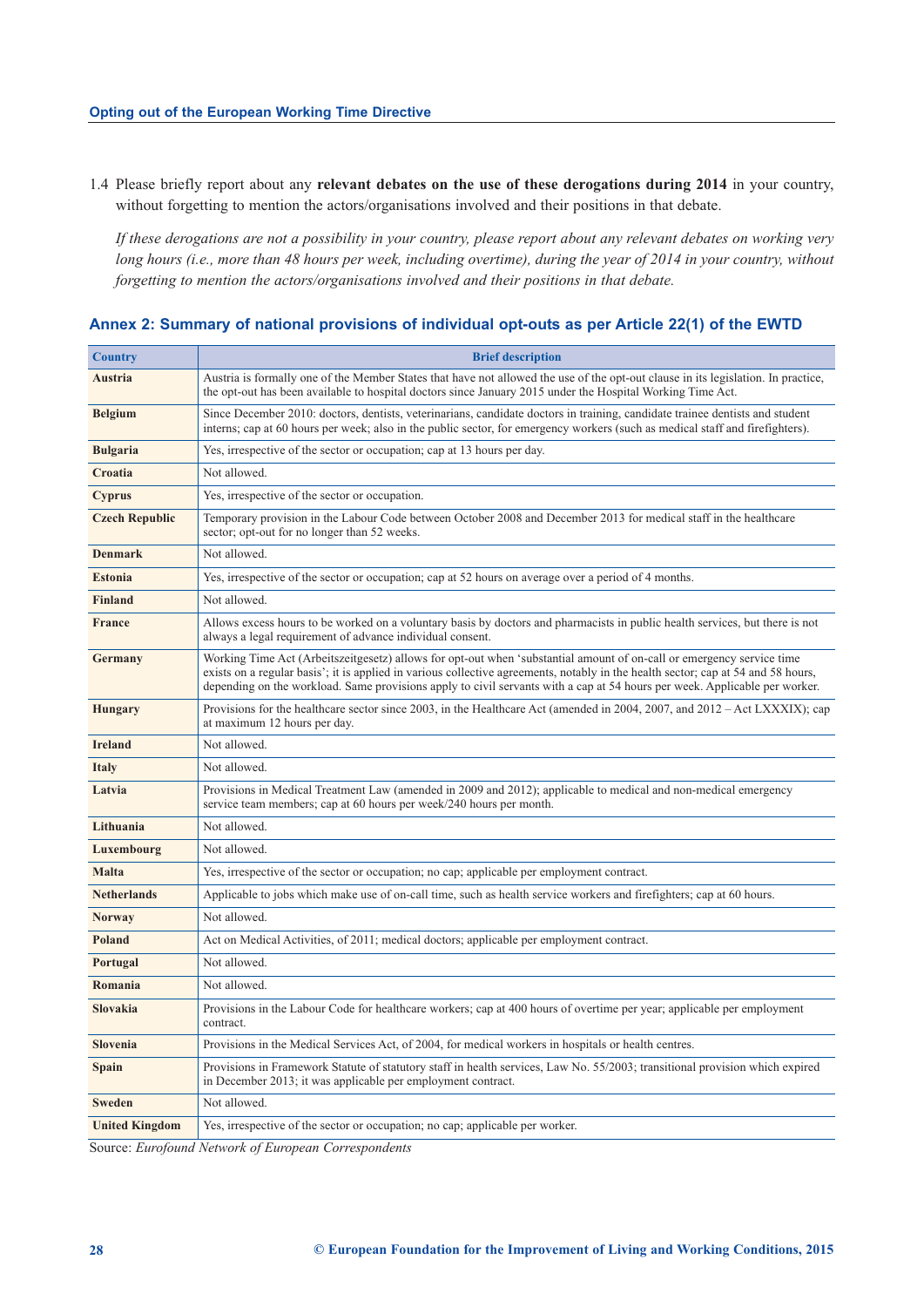1.4 Please briefly report about any **relevant debates on the use of these derogations during 2014** in your country, without forgetting to mention the actors/organisations involved and their positions in that debate.

*If these derogations are not a possibility in your country, please report about any relevant debates on working very long hours (i.e., more than 48 hours per week, including overtime), during the year of 2014 in your country, without forgetting to mention the actors/organisations involved and their positions in that debate.*

## Annex 2: Summary of national provisions of individual opt-outs as per Article 22(1) of the EWTD

| Country | Brief description |
|---|---|
| **Austria** | Austria is formally one of the Member States that have not allowed the use of the opt-out clause in its legislation. In practice, the opt-out has been available to hospital doctors since January 2015 under the Hospital Working Time Act. |
| **Belgium** | Since December 2010: doctors, dentists, veterinarians, candidate doctors in training, candidate trainee dentists and student interns; cap at 60 hours per week; also in the public sector, for emergency workers (such as medical staff and firefighters). |
| **Bulgaria** | Yes, irrespective of the sector or occupation; cap at 13 hours per day. |
| **Croatia** | Not allowed. |
| **Cyprus** | Yes, irrespective of the sector or occupation. |
| **Czech Republic** | Temporary provision in the Labour Code between October 2008 and December 2013 for medical staff in the healthcare sector; opt-out for no longer than 52 weeks. |
| **Denmark** | Not allowed. |
| **Estonia** | Yes, irrespective of the sector or occupation; cap at 52 hours on average over a period of 4 months. |
| **Finland** | Not allowed. |
| **France** | Allows excess hours to be worked on a voluntary basis by doctors and pharmacists in public health services, but there is not always a legal requirement of advance individual consent. |
| **Germany** | Working Time Act (Arbeitszeitgesetz) allows for opt-out when 'substantial amount of on-call or emergency service time exists on a regular basis'; it is applied in various collective agreements, notably in the health sector; cap at 54 and 58 hours, depending on the workload. Same provisions apply to civil servants with a cap at 54 hours per week. Applicable per worker. |
| **Hungary** | Provisions for the healthcare sector since 2003, in the Healthcare Act (amended in 2004, 2007, and 2012 – Act LXXXIX); cap at maximum 12 hours per day. |
| **Ireland** | Not allowed. |
| **Italy** | Not allowed. |
| **Latvia** | Provisions in Medical Treatment Law (amended in 2009 and 2012); applicable to medical and non-medical emergency service team members; cap at 60 hours per week/240 hours per month. |
| **Lithuania** | Not allowed. |
| **Luxembourg** | Not allowed. |
| **Malta** | Yes, irrespective of the sector or occupation; no cap; applicable per employment contract. |
| **Netherlands** | Applicable to jobs which make use of on-call time, such as health service workers and firefighters; cap at 60 hours. |
| **Norway** | Not allowed. |
| **Poland** | Act on Medical Activities, of 2011; medical doctors; applicable per employment contract. |
| **Portugal** | Not allowed. |
| **Romania** | Not allowed. |
| **Slovakia** | Provisions in the Labour Code for healthcare workers; cap at 400 hours of overtime per year; applicable per employment contract. |
| **Slovenia** | Provisions in the Medical Services Act, of 2004, for medical workers in hospitals or health centres. |
| **Spain** | Provisions in Framework Statute of statutory staff in health services, Law No. 55/2003; transitional provision which expired in December 2013; it was applicable per employment contract. |
| **Sweden** | Not allowed. |
| **United Kingdom** | Yes, irrespective of the sector or occupation; no cap; applicable per worker. |

Source: *Eurofound Network of European Correspondents*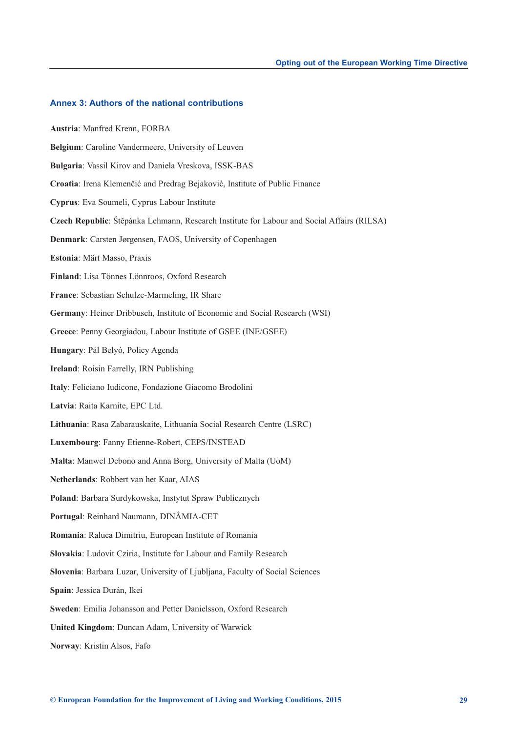## Annex 3: Authors of the national contributions

**Austria**: Manfred Krenn, FORBA

**Belgium**: Caroline Vandermeere, University of Leuven

**Bulgaria**: Vassil Kirov and Daniela Vreskova, ISSK-BAS

**Croatia**: Irena Klemenčić and Predrag Bejaković, Institute of Public Finance

**Cyprus**: Eva Soumeli, Cyprus Labour Institute

**Czech Republic**: Štěpánka Lehmann, Research Institute for Labour and Social Affairs (RILSA)

**Denmark**: Carsten Jørgensen, FAOS, University of Copenhagen

**Estonia**: Märt Masso, Praxis

**Finland**: Lisa Tönnes Lönnroos, Oxford Research

**France**: Sebastian Schulze-Marmeling, IR Share

**Germany**: Heiner Dribbusch, Institute of Economic and Social Research (WSI)

**Greece**: Penny Georgiadou, Labour Institute of GSEE (INE/GSEE)

**Hungary**: Pál Belyó, Policy Agenda

**Ireland**: Roisin Farrelly, IRN Publishing

**Italy**: Feliciano Iudicone, Fondazione Giacomo Brodolini

**Latvia**: Raita Karnite, EPC Ltd.

**Lithuania**: Rasa Zabarauskaite, Lithuania Social Research Centre (LSRC)

**Luxembourg**: Fanny Etienne-Robert, CEPS/INSTEAD

**Malta**: Manwel Debono and Anna Borg, University of Malta (UoM)

**Netherlands**: Robbert van het Kaar, AIAS

**Poland**: Barbara Surdykowska, Instytut Spraw Publicznych

**Portugal**: Reinhard Naumann, DINÂMIA-CET

**Romania**: Raluca Dimitriu, European Institute of Romania

**Slovakia**: Ludovit Cziria, Institute for Labour and Family Research

**Slovenia**: Barbara Luzar, University of Ljubljana, Faculty of Social Sciences

**Spain**: Jessica Durán, Ikei

**Sweden**: Emilia Johansson and Petter Danielsson, Oxford Research

**United Kingdom**: Duncan Adam, University of Warwick

**Norway**: Kristin Alsos, Fafo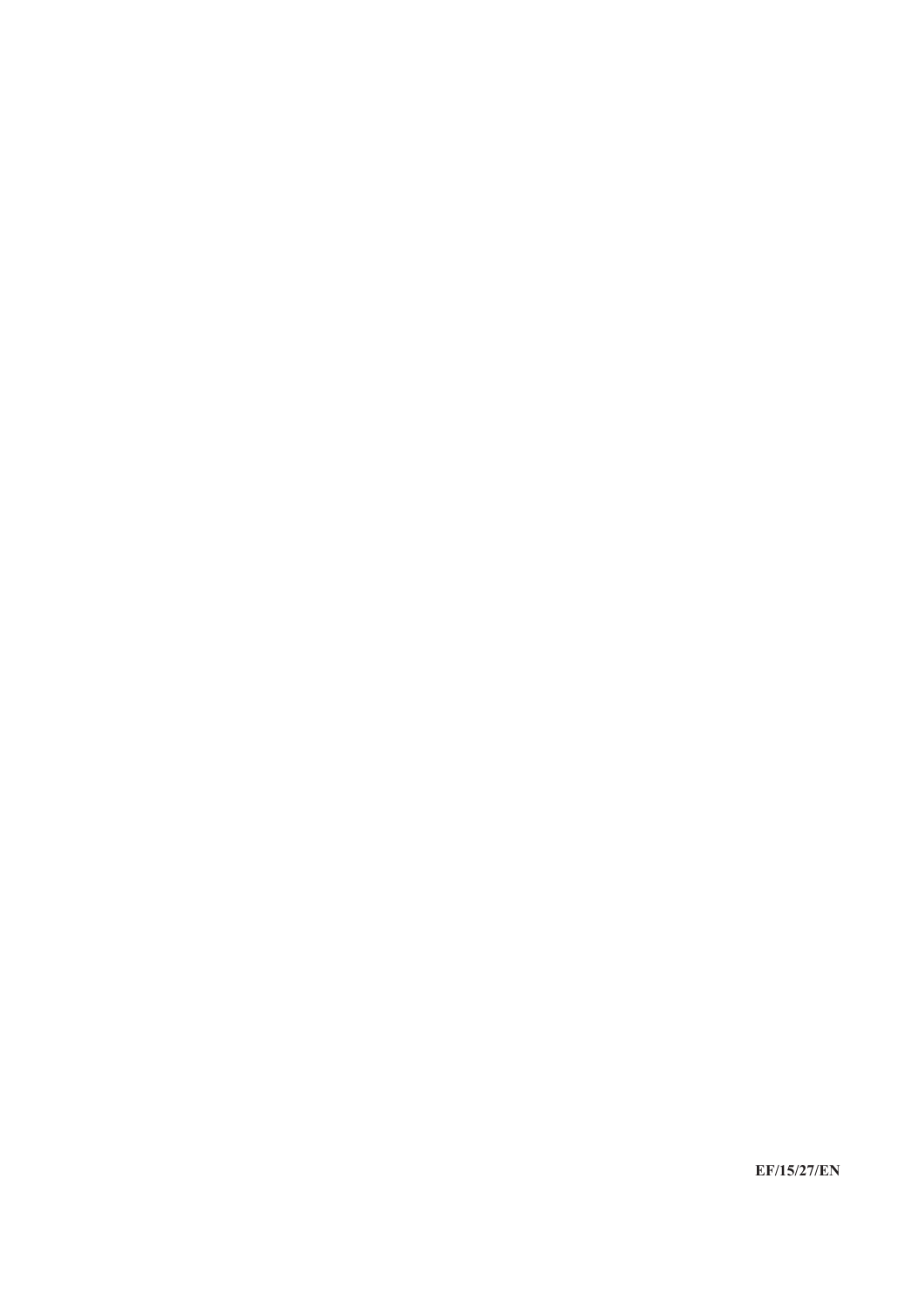EF/15/27/EN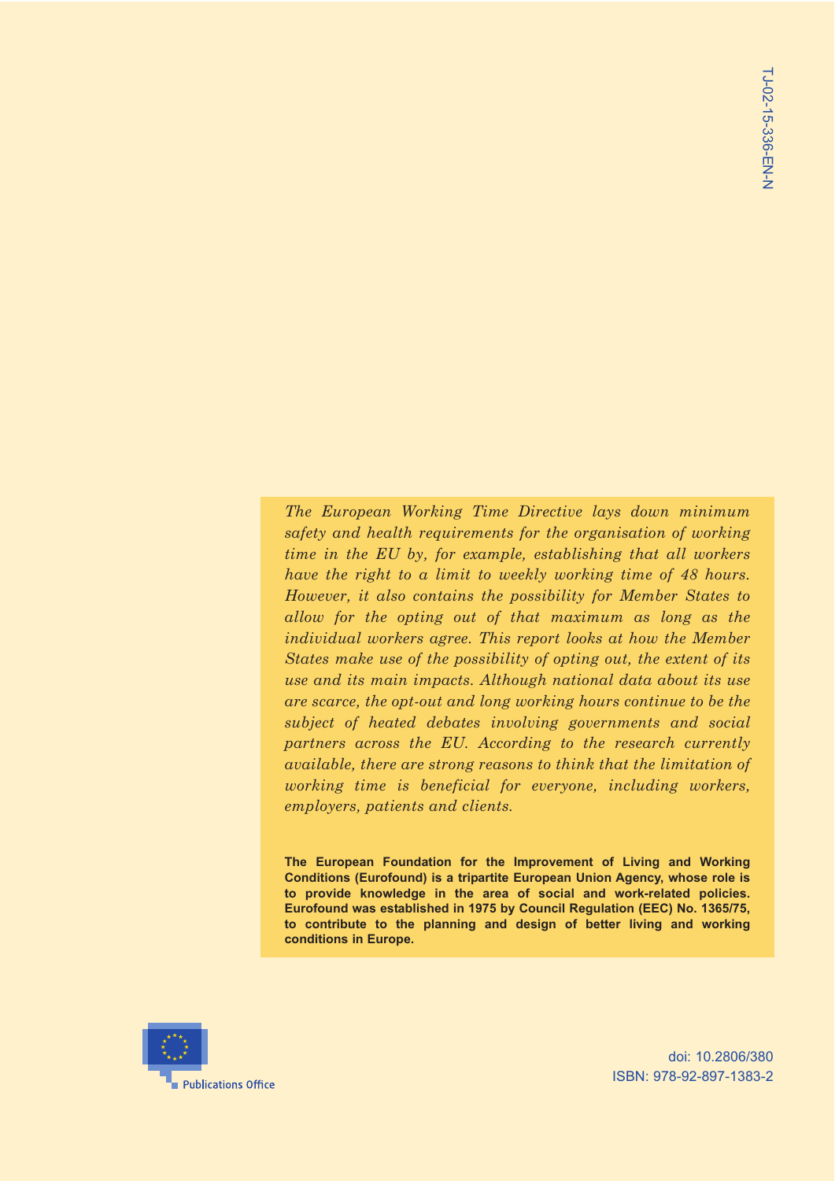TJ-02-15-336-EN-N

*The European Working Time Directive lays down minimum safety and health requirements for the organisation of working time in the EU by, for example, establishing that all workers have the right to a limit to weekly working time of 48 hours. However, it also contains the possibility for Member States to allow for the opting out of that maximum as long as the individual workers agree. This report looks at how the Member States make use of the possibility of opting out, the extent of its use and its main impacts. Although national data about its use are scarce, the opt-out and long working hours continue to be the subject of heated debates involving governments and social partners across the EU. According to the research currently available, there are strong reasons to think that the limitation of working time is beneficial for everyone, including workers, employers, patients and clients.*

**The European Foundation for the Improvement of Living and Working Conditions (Eurofound) is a tripartite European Union Agency, whose role is to provide knowledge in the area of social and work-related policies. Eurofound was established in 1975 by Council Regulation (EEC) No. 1365/75, to contribute to the planning and design of better living and working conditions in Europe.**

Publications Office

doi: 10.2806/380
ISBN: 978-92-897-1383-2